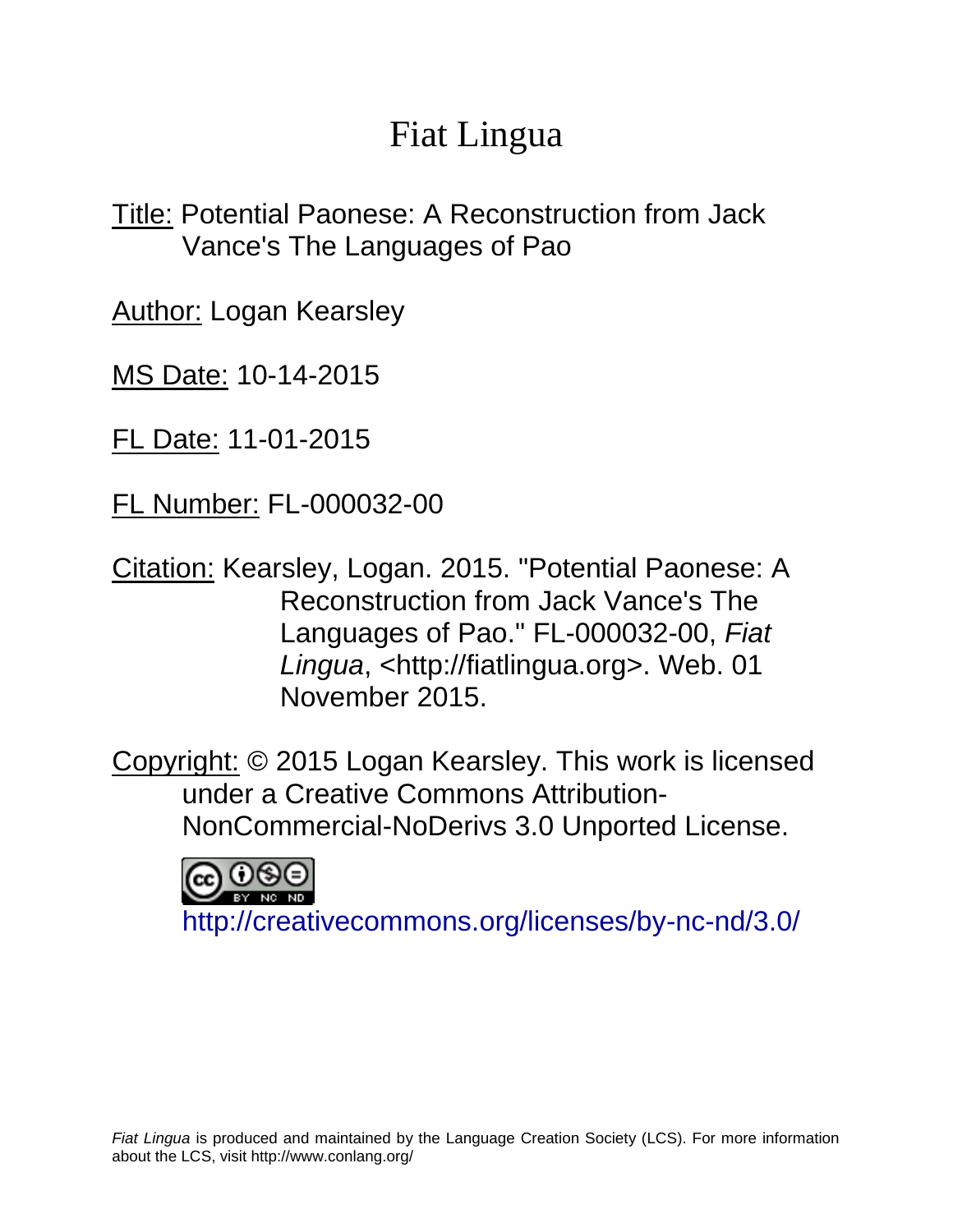# Fiat Lingua

Title: Potential Paonese: A Reconstruction from Jack Vance's The Languages of Pao

Author: Logan Kearsley

MS Date: 10-14-2015

FL Date: 11-01-2015

FL Number: FL-000032-00

Citation: Kearsley, Logan. 2015. "Potential Paonese: A Reconstruction from Jack Vance's The Languages of Pao." FL-000032-00, *Fiat Lingua*, <http://fiatlingua.org>. Web. 01 November 2015.

Copyright: © 2015 Logan Kearsley. This work is licensed under a Creative Commons Attribution-NonCommercial-NoDerivs 3.0 Unported License.

http://creativecommons.org/licenses/by-nc-nd/3.0/

*Fiat Lingua* is produced and maintained by the Language Creation Society (LCS). For more information about the LCS, visit http://www.conlang.org/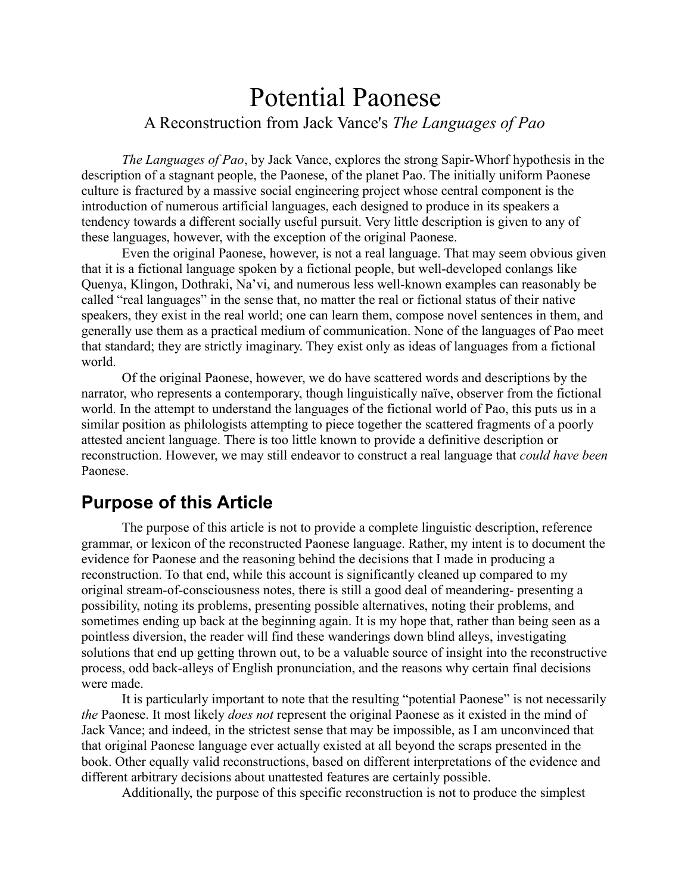# Potential Paonese

## A Reconstruction from Jack Vance's *The Languages of Pao*

*The Languages of Pao*, by Jack Vance, explores the strong Sapir-Whorf hypothesis in the description of a stagnant people, the Paonese, of the planet Pao. The initially uniform Paonese culture is fractured by a massive social engineering project whose central component is the introduction of numerous artificial languages, each designed to produce in its speakers a tendency towards a different socially useful pursuit. Very little description is given to any of these languages, however, with the exception of the original Paonese.

Even the original Paonese, however, is not a real language. That may seem obvious given that it is a fictional language spoken by a fictional people, but well-developed conlangs like Quenya, Klingon, Dothraki, Na'vi, and numerous less well-known examples can reasonably be called "real languages" in the sense that, no matter the real or fictional status of their native speakers, they exist in the real world; one can learn them, compose novel sentences in them, and generally use them as a practical medium of communication. None of the languages of Pao meet that standard; they are strictly imaginary. They exist only as ideas of languages from a fictional world.

Of the original Paonese, however, we do have scattered words and descriptions by the narrator, who represents a contemporary, though linguistically naïve, observer from the fictional world. In the attempt to understand the languages of the fictional world of Pao, this puts us in a similar position as philologists attempting to piece together the scattered fragments of a poorly attested ancient language. There is too little known to provide a definitive description or reconstruction. However, we may still endeavor to construct a real language that *could have been* Paonese.

## Purpose of this Article

The purpose of this article is not to provide a complete linguistic description, reference grammar, or lexicon of the reconstructed Paonese language. Rather, my intent is to document the evidence for Paonese and the reasoning behind the decisions that I made in producing a reconstruction. To that end, while this account is significantly cleaned up compared to my original stream-of-consciousness notes, there is still a good deal of meandering- presenting a possibility, noting its problems, presenting possible alternatives, noting their problems, and sometimes ending up back at the beginning again. It is my hope that, rather than being seen as a pointless diversion, the reader will find these wanderings down blind alleys, investigating solutions that end up getting thrown out, to be a valuable source of insight into the reconstructive process, odd back-alleys of English pronunciation, and the reasons why certain final decisions were made.

It is particularly important to note that the resulting "potential Paonese" is not necessarily *the* Paonese. It most likely *does not* represent the original Paonese as it existed in the mind of Jack Vance; and indeed, in the strictest sense that may be impossible, as I am unconvinced that that original Paonese language ever actually existed at all beyond the scraps presented in the book. Other equally valid reconstructions, based on different interpretations of the evidence and different arbitrary decisions about unattested features are certainly possible.

Additionally, the purpose of this specific reconstruction is not to produce the simplest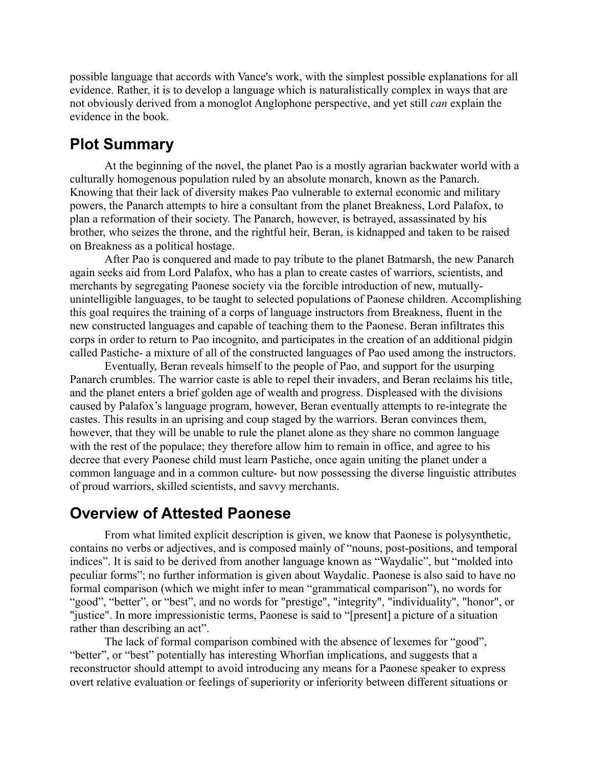possible language that accords with Vance's work, with the simplest possible explanations for all evidence. Rather, it is to develop a language which is naturalistically complex in ways that are not obviously derived from a monoglot Anglophone perspective, and yet still *can* explain the evidence in the book.

## Plot Summary

At the beginning of the novel, the planet Pao is a mostly agrarian backwater world with a culturally homogenous population ruled by an absolute monarch, known as the Panarch. Knowing that their lack of diversity makes Pao vulnerable to external economic and military powers, the Panarch attempts to hire a consultant from the planet Breakness, Lord Palafox, to plan a reformation of their society. The Panarch, however, is betrayed, assassinated by his brother, who seizes the throne, and the rightful heir, Beran, is kidnapped and taken to be raised on Breakness as a political hostage.

After Pao is conquered and made to pay tribute to the planet Batmarsh, the new Panarch again seeks aid from Lord Palafox, who has a plan to create castes of warriors, scientists, and merchants by segregating Paonese society via the forcible introduction of new, mutually-unintelligible languages, to be taught to selected populations of Paonese children. Accomplishing this goal requires the training of a corps of language instructors from Breakness, fluent in the new constructed languages and capable of teaching them to the Paonese. Beran infiltrates this corps in order to return to Pao incognito, and participates in the creation of an additional pidgin called Pastiche- a mixture of all of the constructed languages of Pao used among the instructors.

Eventually, Beran reveals himself to the people of Pao, and support for the usurping Panarch crumbles. The warrior caste is able to repel their invaders, and Beran reclaims his title, and the planet enters a brief golden age of wealth and progress. Displeased with the divisions caused by Palafox's language program, however, Beran eventually attempts to re-integrate the castes. This results in an uprising and coup staged by the warriors. Beran convinces them, however, that they will be unable to rule the planet alone as they share no common language with the rest of the populace; they therefore allow him to remain in office, and agree to his decree that every Paonese child must learn Pastiche, once again uniting the planet under a common language and in a common culture- but now possessing the diverse linguistic attributes of proud warriors, skilled scientists, and savvy merchants.

## Overview of Attested Paonese

From what limited explicit description is given, we know that Paonese is polysynthetic, contains no verbs or adjectives, and is composed mainly of "nouns, post-positions, and temporal indices". It is said to be derived from another language known as "Waydalic", but "molded into peculiar forms"; no further information is given about Waydalic. Paonese is also said to have no formal comparison (which we might infer to mean "grammatical comparison"), no words for "good", "better", or "best", and no words for "prestige", "integrity", "individuality", "honor", or "justice". In more impressionistic terms, Paonese is said to "[present] a picture of a situation rather than describing an act".

The lack of formal comparison combined with the absence of lexemes for "good", "better", or "best" potentially has interesting Whorfian implications, and suggests that a reconstructor should attempt to avoid introducing any means for a Paonese speaker to express overt relative evaluation or feelings of superiority or inferiority between different situations or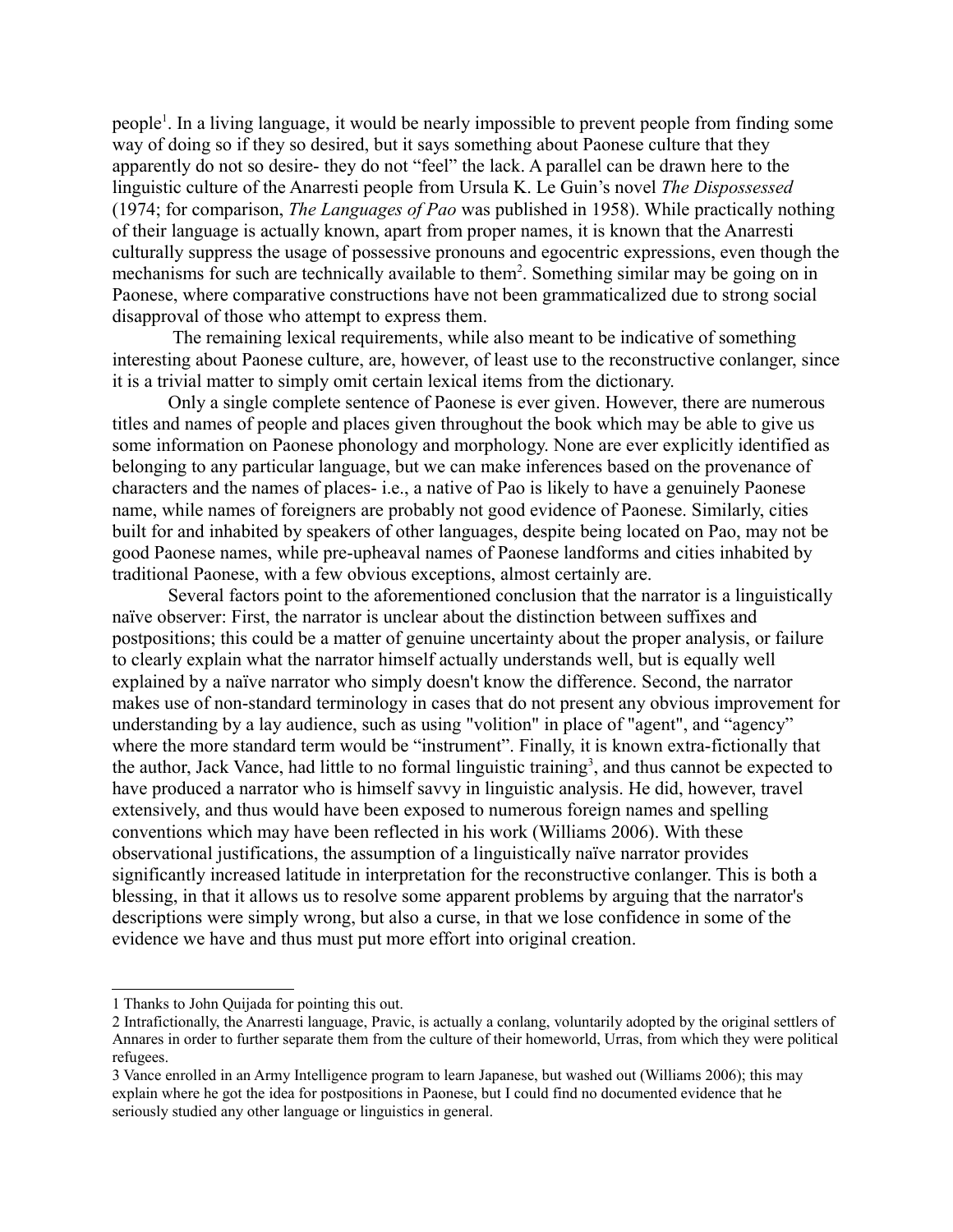people[1]. In a living language, it would be nearly impossible to prevent people from finding some way of doing so if they so desired, but it says something about Paonese culture that they apparently do not so desire- they do not "feel" the lack. A parallel can be drawn here to the linguistic culture of the Anarresti people from Ursula K. Le Guin's novel *The Dispossessed* (1974; for comparison, *The Languages of Pao* was published in 1958). While practically nothing of their language is actually known, apart from proper names, it is known that the Anarresti culturally suppress the usage of possessive pronouns and egocentric expressions, even though the mechanisms for such are technically available to them[2]. Something similar may be going on in Paonese, where comparative constructions have not been grammaticalized due to strong social disapproval of those who attempt to express them.

The remaining lexical requirements, while also meant to be indicative of something interesting about Paonese culture, are, however, of least use to the reconstructive conlanger, since it is a trivial matter to simply omit certain lexical items from the dictionary.

Only a single complete sentence of Paonese is ever given. However, there are numerous titles and names of people and places given throughout the book which may be able to give us some information on Paonese phonology and morphology. None are ever explicitly identified as belonging to any particular language, but we can make inferences based on the provenance of characters and the names of places- i.e., a native of Pao is likely to have a genuinely Paonese name, while names of foreigners are probably not good evidence of Paonese. Similarly, cities built for and inhabited by speakers of other languages, despite being located on Pao, may not be good Paonese names, while pre-upheaval names of Paonese landforms and cities inhabited by traditional Paonese, with a few obvious exceptions, almost certainly are.

Several factors point to the aforementioned conclusion that the narrator is a linguistically naïve observer: First, the narrator is unclear about the distinction between suffixes and postpositions; this could be a matter of genuine uncertainty about the proper analysis, or failure to clearly explain what the narrator himself actually understands well, but is equally well explained by a naïve narrator who simply doesn't know the difference. Second, the narrator makes use of non-standard terminology in cases that do not present any obvious improvement for understanding by a lay audience, such as using "volition" in place of "agent", and "agency" where the more standard term would be "instrument". Finally, it is known extra-fictionally that the author, Jack Vance, had little to no formal linguistic training[3], and thus cannot be expected to have produced a narrator who is himself savvy in linguistic analysis. He did, however, travel extensively, and thus would have been exposed to numerous foreign names and spelling conventions which may have been reflected in his work (Williams 2006). With these observational justifications, the assumption of a linguistically naïve narrator provides significantly increased latitude in interpretation for the reconstructive conlanger. This is both a blessing, in that it allows us to resolve some apparent problems by arguing that the narrator's descriptions were simply wrong, but also a curse, in that we lose confidence in some of the evidence we have and thus must put more effort into original creation.

---

1 Thanks to John Quijada for pointing this out.

2 Intrafictionally, the Anarresti language, Pravic, is actually a conlang, voluntarily adopted by the original settlers of Annares in order to further separate them from the culture of their homeworld, Urras, from which they were political refugees.

3 Vance enrolled in an Army Intelligence program to learn Japanese, but washed out (Williams 2006); this may explain where he got the idea for postpositions in Paonese, but I could find no documented evidence that he seriously studied any other language or linguistics in general.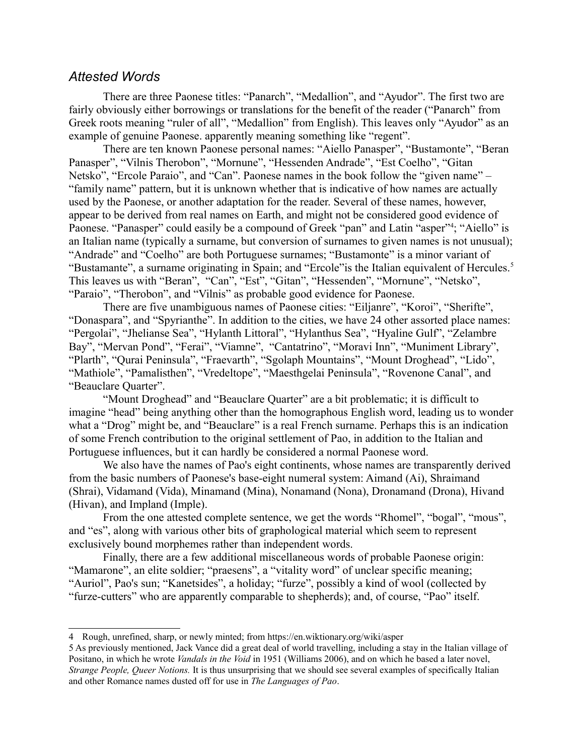### *Attested Words*

There are three Paonese titles: “Panarch”, “Medallion”, and “Ayudor”. The first two are fairly obviously either borrowings or translations for the benefit of the reader (“Panarch” from Greek roots meaning “ruler of all”, “Medallion” from English). This leaves only “Ayudor” as an example of genuine Paonese. apparently meaning something like “regent”.

There are ten known Paonese personal names: “Aiello Panasper”, “Bustamonte”, “Beran Panasper”, “Vilnis Therobon”, “Mornune”, “Hessenden Andrade”, “Est Coelho”, “Gitan Netsko”, “Ercole Paraio”, and “Can”. Paonese names in the book follow the “given name” – “family name” pattern, but it is unknown whether that is indicative of how names are actually used by the Paonese, or another adaptation for the reader. Several of these names, however, appear to be derived from real names on Earth, and might not be considered good evidence of Paonese. “Panasper” could easily be a compound of Greek “pan” and Latin “asper”[4]; “Aiello” is an Italian name (typically a surname, but conversion of surnames to given names is not unusual); “Andrade” and “Coelho” are both Portuguese surnames; “Bustamonte” is a minor variant of “Bustamante”, a surname originating in Spain; and “Ercole”is the Italian equivalent of Hercules.[5] This leaves us with “Beran”, “Can”, “Est”, “Gitan”, “Hessenden”, “Mornune”, “Netsko”, “Paraio”, “Therobon”, and “Vilnis” as probable good evidence for Paonese.

There are five unambiguous names of Paonese cities: “Eiljanre”, “Koroi”, “Sherifte”, “Donaspara”, and “Spyrianthe”. In addition to the cities, we have 24 other assorted place names: “Pergolai”, “Jhelianse Sea”, “Hylanth Littoral”, “Hylanthus Sea”, “Hyaline Gulf”, “Zelambre Bay”, “Mervan Pond”, “Ferai”, “Viamne”, “Cantatrino”, “Moravi Inn”, “Muniment Library”, “Plarth”, “Qurai Peninsula”, “Fraevarth”, “Sgolaph Mountains”, “Mount Droghead”, “Lido”, “Mathiole”, “Pamalisthen”, “Vredeltope”, “Maesthgelai Peninsula”, “Rovenone Canal”, and “Beauclare Quarter”.

“Mount Droghead” and “Beauclare Quarter” are a bit problematic; it is difficult to imagine “head” being anything other than the homographous English word, leading us to wonder what a “Drog” might be, and “Beauclare” is a real French surname. Perhaps this is an indication of some French contribution to the original settlement of Pao, in addition to the Italian and Portuguese influences, but it can hardly be considered a normal Paonese word.

We also have the names of Pao's eight continents, whose names are transparently derived from the basic numbers of Paonese's base-eight numeral system: Aimand (Ai), Shraimand (Shrai), Vidamand (Vida), Minamand (Mina), Nonamand (Nona), Dronamand (Drona), Hivand (Hivan), and Impland (Imple).

From the one attested complete sentence, we get the words “Rhomel”, “bogal”, “mous”, and “es”, along with various other bits of graphological material which seem to represent exclusively bound morphemes rather than independent words.

Finally, there are a few additional miscellaneous words of probable Paonese origin: “Mamarone”, an elite soldier; “praesens”, a “vitality word” of unclear specific meaning; “Auriol”, Pao's sun; “Kanetsides”, a holiday; “furze”, possibly a kind of wool (collected by “furze-cutters” who are apparently comparable to shepherds); and, of course, “Pao” itself.

---

4 Rough, unrefined, sharp, or newly minted; from https://en.wiktionary.org/wiki/asper

5 As previously mentioned, Jack Vance did a great deal of world travelling, including a stay in the Italian village of Positano, in which he wrote *Vandals in the Void* in 1951 (Williams 2006), and on which he based a later novel, *Strange People, Queer Notions.* It is thus unsurprising that we should see several examples of specifically Italian and other Romance names dusted off for use in *The Languages of Pao*.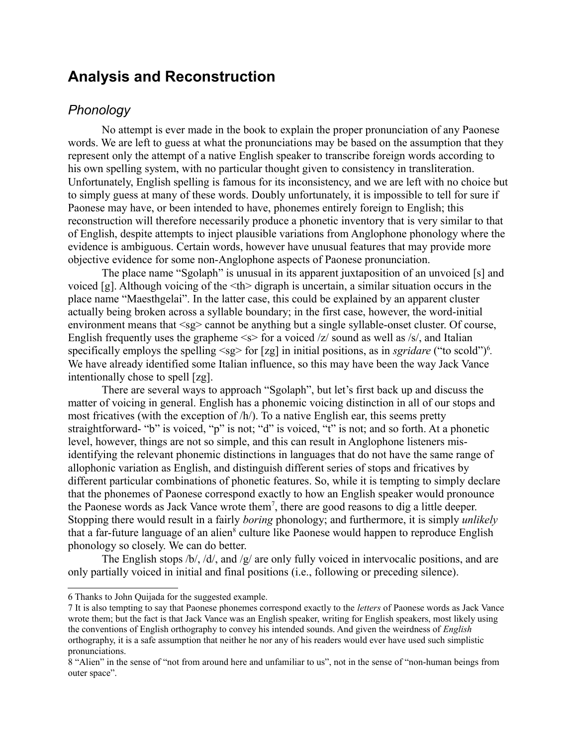# Analysis and Reconstruction

## *Phonology*

No attempt is ever made in the book to explain the proper pronunciation of any Paonese words. We are left to guess at what the pronunciations may be based on the assumption that they represent only the attempt of a native English speaker to transcribe foreign words according to his own spelling system, with no particular thought given to consistency in transliteration. Unfortunately, English spelling is famous for its inconsistency, and we are left with no choice but to simply guess at many of these words. Doubly unfortunately, it is impossible to tell for sure if Paonese may have, or been intended to have, phonemes entirely foreign to English; this reconstruction will therefore necessarily produce a phonetic inventory that is very similar to that of English, despite attempts to inject plausible variations from Anglophone phonology where the evidence is ambiguous. Certain words, however have unusual features that may provide more objective evidence for some non-Anglophone aspects of Paonese pronunciation.

The place name "Sgolaph" is unusual in its apparent juxtaposition of an unvoiced [s] and voiced [g]. Although voicing of the <th> digraph is uncertain, a similar situation occurs in the place name "Maesthgelai". In the latter case, this could be explained by an apparent cluster actually being broken across a syllable boundary; in the first case, however, the word-initial environment means that <sg> cannot be anything but a single syllable-onset cluster. Of course, English frequently uses the grapheme <s> for a voiced /z/ sound as well as /s/, and Italian specifically employs the spelling <sg> for [zg] in initial positions, as in *sgridare* ("to scold")[6]. We have already identified some Italian influence, so this may have been the way Jack Vance intentionally chose to spell [zg].

There are several ways to approach "Sgolaph", but let's first back up and discuss the matter of voicing in general. English has a phonemic voicing distinction in all of our stops and most fricatives (with the exception of /h/). To a native English ear, this seems pretty straightforward- "b" is voiced, "p" is not; "d" is voiced, "t" is not; and so forth. At a phonetic level, however, things are not so simple, and this can result in Anglophone listeners mis-identifying the relevant phonemic distinctions in languages that do not have the same range of allophonic variation as English, and distinguish different series of stops and fricatives by different particular combinations of phonetic features. So, while it is tempting to simply declare that the phonemes of Paonese correspond exactly to how an English speaker would pronounce the Paonese words as Jack Vance wrote them[7], there are good reasons to dig a little deeper. Stopping there would result in a fairly *boring* phonology; and furthermore, it is simply *unlikely* that a far-future language of an alien[8] culture like Paonese would happen to reproduce English phonology so closely. We can do better.

The English stops /b/, /d/, and /g/ are only fully voiced in intervocalic positions, and are only partially voiced in initial and final positions (i.e., following or preceding silence).

---

6 Thanks to John Quijada for the suggested example.

7 It is also tempting to say that Paonese phonemes correspond exactly to the *letters* of Paonese words as Jack Vance wrote them; but the fact is that Jack Vance was an English speaker, writing for English speakers, most likely using the conventions of English orthography to convey his intended sounds. And given the weirdness of *English* orthography, it is a safe assumption that neither he nor any of his readers would ever have used such simplistic pronunciations.

8 "Alien" in the sense of "not from around here and unfamiliar to us", not in the sense of "non-human beings from outer space".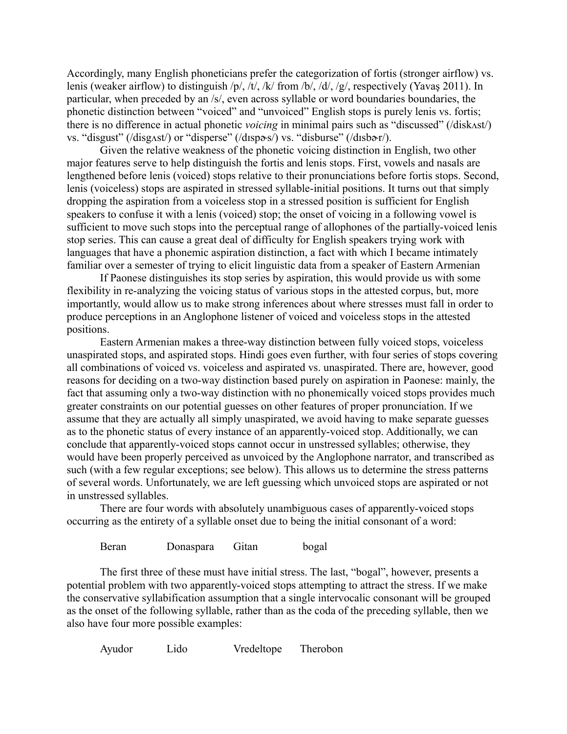Accordingly, many English phoneticians prefer the categorization of fortis (stronger airflow) vs. lenis (weaker airflow) to distinguish /p/, /t/, /k/ from /b/, /d/, /g/, respectively (Yavaş 2011). In particular, when preceded by an /s/, even across syllable or word boundaries boundaries, the phonetic distinction between "voiced" and "unvoiced" English stops is purely lenis vs. fortis; there is no difference in actual phonetic *voicing* in minimal pairs such as "discussed" (/diskʌst/) vs. "disgust" (/disgʌst/) or "disperse" (/dɪspɚs/) vs. "disburse" (/dɪsbɚr/).

Given the relative weakness of the phonetic voicing distinction in English, two other major features serve to help distinguish the fortis and lenis stops. First, vowels and nasals are lengthened before lenis (voiced) stops relative to their pronunciations before fortis stops. Second, lenis (voiceless) stops are aspirated in stressed syllable-initial positions. It turns out that simply dropping the aspiration from a voiceless stop in a stressed position is sufficient for English speakers to confuse it with a lenis (voiced) stop; the onset of voicing in a following vowel is sufficient to move such stops into the perceptual range of allophones of the partially-voiced lenis stop series. This can cause a great deal of difficulty for English speakers trying work with languages that have a phonemic aspiration distinction, a fact with which I became intimately familiar over a semester of trying to elicit linguistic data from a speaker of Eastern Armenian

If Paonese distinguishes its stop series by aspiration, this would provide us with some flexibility in re-analyzing the voicing status of various stops in the attested corpus, but, more importantly, would allow us to make strong inferences about where stresses must fall in order to produce perceptions in an Anglophone listener of voiced and voiceless stops in the attested positions.

Eastern Armenian makes a three-way distinction between fully voiced stops, voiceless unaspirated stops, and aspirated stops. Hindi goes even further, with four series of stops covering all combinations of voiced vs. voiceless and aspirated vs. unaspirated. There are, however, good reasons for deciding on a two-way distinction based purely on aspiration in Paonese: mainly, the fact that assuming only a two-way distinction with no phonemically voiced stops provides much greater constraints on our potential guesses on other features of proper pronunciation. If we assume that they are actually all simply unaspirated, we avoid having to make separate guesses as to the phonetic status of every instance of an apparently-voiced stop. Additionally, we can conclude that apparently-voiced stops cannot occur in unstressed syllables; otherwise, they would have been properly perceived as unvoiced by the Anglophone narrator, and transcribed as such (with a few regular exceptions; see below). This allows us to determine the stress patterns of several words. Unfortunately, we are left guessing which unvoiced stops are aspirated or not in unstressed syllables.

There are four words with absolutely unambiguous cases of apparently-voiced stops occurring as the entirety of a syllable onset due to being the initial consonant of a word:

Beran Donaspara Gitan bogal

The first three of these must have initial stress. The last, "bogal", however, presents a potential problem with two apparently-voiced stops attempting to attract the stress. If we make the conservative syllabification assumption that a single intervocalic consonant will be grouped as the onset of the following syllable, rather than as the coda of the preceding syllable, then we also have four more possible examples:

Ayudor Lido Vredeltope Therobon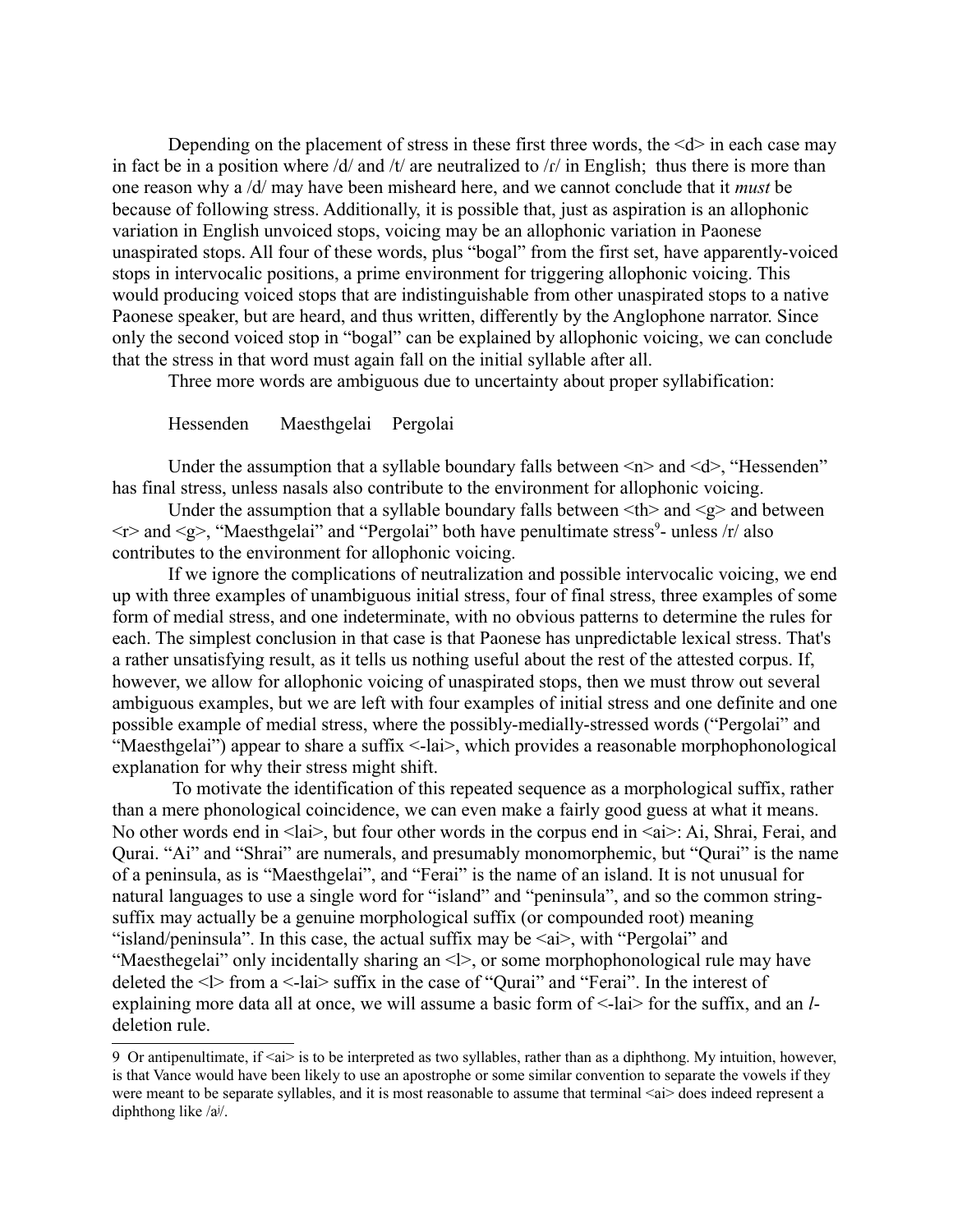Depending on the placement of stress in these first three words, the <d> in each case may in fact be in a position where /d/ and /t/ are neutralized to /ɾ/ in English; thus there is more than one reason why a /d/ may have been misheard here, and we cannot conclude that it *must* be because of following stress. Additionally, it is possible that, just as aspiration is an allophonic variation in English unvoiced stops, voicing may be an allophonic variation in Paonese unaspirated stops. All four of these words, plus "bogal" from the first set, have apparently-voiced stops in intervocalic positions, a prime environment for triggering allophonic voicing. This would producing voiced stops that are indistinguishable from other unaspirated stops to a native Paonese speaker, but are heard, and thus written, differently by the Anglophone narrator. Since only the second voiced stop in "bogal" can be explained by allophonic voicing, we can conclude that the stress in that word must again fall on the initial syllable after all.

Three more words are ambiguous due to uncertainty about proper syllabification:

Hessenden    Maesthgelai    Pergolai

Under the assumption that a syllable boundary falls between <n> and <d>, "Hessenden" has final stress, unless nasals also contribute to the environment for allophonic voicing.

Under the assumption that a syllable boundary falls between <th> and <g> and between <r> and <g>, "Maesthgelai" and "Pergolai" both have penultimate stress[9]- unless /r/ also contributes to the environment for allophonic voicing.

If we ignore the complications of neutralization and possible intervocalic voicing, we end up with three examples of unambiguous initial stress, four of final stress, three examples of some form of medial stress, and one indeterminate, with no obvious patterns to determine the rules for each. The simplest conclusion in that case is that Paonese has unpredictable lexical stress. That's a rather unsatisfying result, as it tells us nothing useful about the rest of the attested corpus. If, however, we allow for allophonic voicing of unaspirated stops, then we must throw out several ambiguous examples, but we are left with four examples of initial stress and one definite and one possible example of medial stress, where the possibly-medially-stressed words ("Pergolai" and "Maesthgelai") appear to share a suffix <-lai>, which provides a reasonable morphophonological explanation for why their stress might shift.

To motivate the identification of this repeated sequence as a morphological suffix, rather than a mere phonological coincidence, we can even make a fairly good guess at what it means. No other words end in <lai>, but four other words in the corpus end in <ai>: Ai, Shrai, Ferai, and Qurai. "Ai" and "Shrai" are numerals, and presumably monomorphemic, but "Qurai" is the name of a peninsula, as is "Maesthgelai", and "Ferai" is the name of an island. It is not unusual for natural languages to use a single word for "island" and "peninsula", and so the common string-suffix may actually be a genuine morphological suffix (or compounded root) meaning "island/peninsula". In this case, the actual suffix may be <ai>, with "Pergolai" and "Maesthegelai" only incidentally sharing an <l>, or some morphophonological rule may have deleted the <l> from a <-lai> suffix in the case of "Qurai" and "Ferai". In the interest of explaining more data all at once, we will assume a basic form of <-lai> for the suffix, and an *l*-deletion rule.

---

9 Or antipenultimate, if <ai> is to be interpreted as two syllables, rather than as a diphthong. My intuition, however, is that Vance would have been likely to use an apostrophe or some similar convention to separate the vowels if they were meant to be separate syllables, and it is most reasonable to assume that terminal <ai> does indeed represent a diphthong like /aʲ/.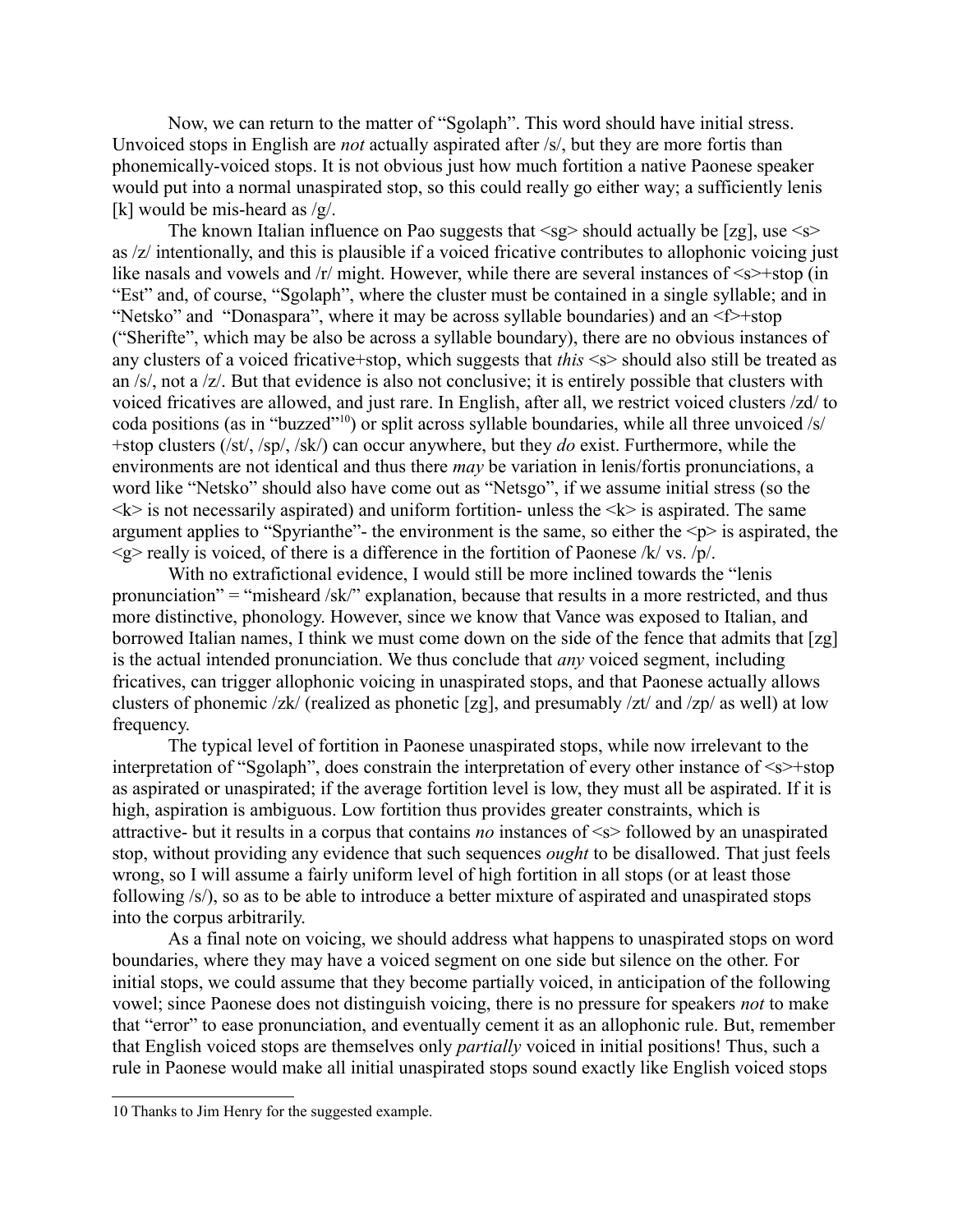Now, we can return to the matter of "Sgolaph". This word should have initial stress. Unvoiced stops in English are *not* actually aspirated after /s/, but they are more fortis than phonemically-voiced stops. It is not obvious just how much fortition a native Paonese speaker would put into a normal unaspirated stop, so this could really go either way; a sufficiently lenis [k] would be mis-heard as /g/.

The known Italian influence on Pao suggests that <sg> should actually be [zg], use <s> as /z/ intentionally, and this is plausible if a voiced fricative contributes to allophonic voicing just like nasals and vowels and /r/ might. However, while there are several instances of <s>+stop (in "Est" and, of course, "Sgolaph", where the cluster must be contained in a single syllable; and in "Netsko" and "Donaspara", where it may be across syllable boundaries) and an <f>+stop ("Sherifte", which may be also be across a syllable boundary), there are no obvious instances of any clusters of a voiced fricative+stop, which suggests that *this* <s> should also still be treated as an /s/, not a /z/. But that evidence is also not conclusive; it is entirely possible that clusters with voiced fricatives are allowed, and just rare. In English, after all, we restrict voiced clusters /zd/ to coda positions (as in "buzzed"[10]) or split across syllable boundaries, while all three unvoiced /s/+stop clusters (/st/, /sp/, /sk/) can occur anywhere, but they *do* exist. Furthermore, while the environments are not identical and thus there *may* be variation in lenis/fortis pronunciations, a word like "Netsko" should also have come out as "Netsgo", if we assume initial stress (so the <k> is not necessarily aspirated) and uniform fortition- unless the <k> is aspirated. The same argument applies to "Spyrianthe"- the environment is the same, so either the <p> is aspirated, the <g> really is voiced, of there is a difference in the fortition of Paonese /k/ vs. /p/.

With no extrafictional evidence, I would still be more inclined towards the "lenis pronunciation" = "misheard /sk/" explanation, because that results in a more restricted, and thus more distinctive, phonology. However, since we know that Vance was exposed to Italian, and borrowed Italian names, I think we must come down on the side of the fence that admits that [zg] is the actual intended pronunciation. We thus conclude that *any* voiced segment, including fricatives, can trigger allophonic voicing in unaspirated stops, and that Paonese actually allows clusters of phonemic /zk/ (realized as phonetic [zg], and presumably /zt/ and /zp/ as well) at low frequency.

The typical level of fortition in Paonese unaspirated stops, while now irrelevant to the interpretation of "Sgolaph", does constrain the interpretation of every other instance of <s>+stop as aspirated or unaspirated; if the average fortition level is low, they must all be aspirated. If it is high, aspiration is ambiguous. Low fortition thus provides greater constraints, which is attractive- but it results in a corpus that contains *no* instances of <s> followed by an unaspirated stop, without providing any evidence that such sequences *ought* to be disallowed. That just feels wrong, so I will assume a fairly uniform level of high fortition in all stops (or at least those following /s/), so as to be able to introduce a better mixture of aspirated and unaspirated stops into the corpus arbitrarily.

As a final note on voicing, we should address what happens to unaspirated stops on word boundaries, where they may have a voiced segment on one side but silence on the other. For initial stops, we could assume that they become partially voiced, in anticipation of the following vowel; since Paonese does not distinguish voicing, there is no pressure for speakers *not* to make that "error" to ease pronunciation, and eventually cement it as an allophonic rule. But, remember that English voiced stops are themselves only *partially* voiced in initial positions! Thus, such a rule in Paonese would make all initial unaspirated stops sound exactly like English voiced stops

10 Thanks to Jim Henry for the suggested example.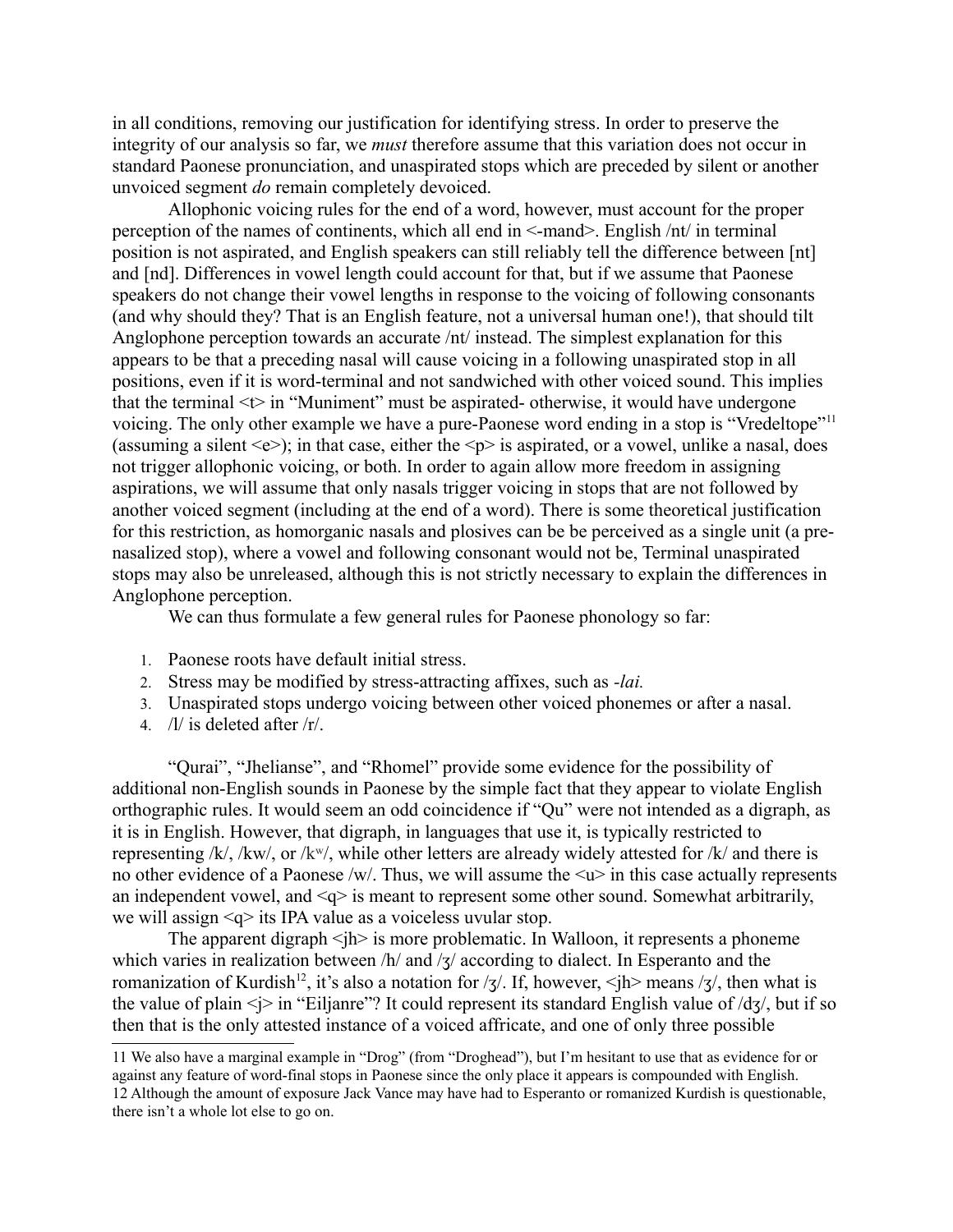in all conditions, removing our justification for identifying stress. In order to preserve the integrity of our analysis so far, we *must* therefore assume that this variation does not occur in standard Paonese pronunciation, and unaspirated stops which are preceded by silent or another unvoiced segment *do* remain completely devoiced.

Allophonic voicing rules for the end of a word, however, must account for the proper perception of the names of continents, which all end in <-mand>. English /nt/ in terminal position is not aspirated, and English speakers can still reliably tell the difference between [nt] and [nd]. Differences in vowel length could account for that, but if we assume that Paonese speakers do not change their vowel lengths in response to the voicing of following consonants (and why should they? That is an English feature, not a universal human one!), that should tilt Anglophone perception towards an accurate /nt/ instead. The simplest explanation for this appears to be that a preceding nasal will cause voicing in a following unaspirated stop in all positions, even if it is word-terminal and not sandwiched with other voiced sound. This implies that the terminal <t> in "Muniment" must be aspirated- otherwise, it would have undergone voicing. The only other example we have a pure-Paonese word ending in a stop is "Vredeltope"[11] (assuming a silent <e>); in that case, either the <p> is aspirated, or a vowel, unlike a nasal, does not trigger allophonic voicing, or both. In order to again allow more freedom in assigning aspirations, we will assume that only nasals trigger voicing in stops that are not followed by another voiced segment (including at the end of a word). There is some theoretical justification for this restriction, as homorganic nasals and plosives can be be perceived as a single unit (a pre-nasalized stop), where a vowel and following consonant would not be, Terminal unaspirated stops may also be unreleased, although this is not strictly necessary to explain the differences in Anglophone perception.

We can thus formulate a few general rules for Paonese phonology so far:

1. Paonese roots have default initial stress.
2. Stress may be modified by stress-attracting affixes, such as *-lai.*
3. Unaspirated stops undergo voicing between other voiced phonemes or after a nasal.
4. /l/ is deleted after /r/.

"Qurai", "Jhelianse", and "Rhomel" provide some evidence for the possibility of additional non-English sounds in Paonese by the simple fact that they appear to violate English orthographic rules. It would seem an odd coincidence if "Qu" were not intended as a digraph, as it is in English. However, that digraph, in languages that use it, is typically restricted to representing /k/, /kw/, or /kʷ/, while other letters are already widely attested for /k/ and there is no other evidence of a Paonese /w/. Thus, we will assume the <u> in this case actually represents an independent vowel, and <q> is meant to represent some other sound. Somewhat arbitrarily, we will assign <q> its IPA value as a voiceless uvular stop.

The apparent digraph <jh> is more problematic. In Walloon, it represents a phoneme which varies in realization between /h/ and /ʒ/ according to dialect. In Esperanto and the romanization of Kurdish[12], it's also a notation for /ʒ/. If, however, <jh> means /ʒ/, then what is the value of plain <j> in "Eiljanre"? It could represent its standard English value of /dʒ/, but if so then that is the only attested instance of a voiced affricate, and one of only three possible

11 We also have a marginal example in "Drog" (from "Droghead"), but I'm hesitant to use that as evidence for or against any feature of word-final stops in Paonese since the only place it appears is compounded with English.

12 Although the amount of exposure Jack Vance may have had to Esperanto or romanized Kurdish is questionable, there isn't a whole lot else to go on.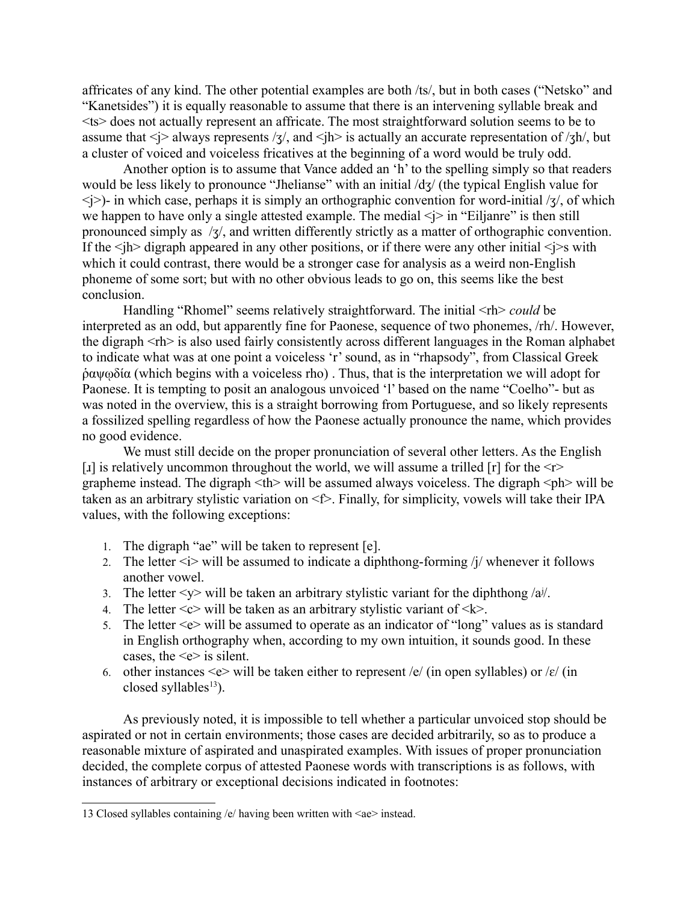affricates of any kind. The other potential examples are both /ts/, but in both cases ("Netsko" and "Kanetsides") it is equally reasonable to assume that there is an intervening syllable break and <ts> does not actually represent an affricate. The most straightforward solution seems to be to assume that <j> always represents /ʒ/, and <jh> is actually an accurate representation of /ʒh/, but a cluster of voiced and voiceless fricatives at the beginning of a word would be truly odd.

Another option is to assume that Vance added an 'h' to the spelling simply so that readers would be less likely to pronounce "Jhelianse" with an initial /dʒ/ (the typical English value for <j>)- in which case, perhaps it is simply an orthographic convention for word-initial /ʒ/, of which we happen to have only a single attested example. The medial <j> in "Eiljanre" is then still pronounced simply as /ʒ/, and written differently strictly as a matter of orthographic convention. If the <jh> digraph appeared in any other positions, or if there were any other initial <j>s with which it could contrast, there would be a stronger case for analysis as a weird non-English phoneme of some sort; but with no other obvious leads to go on, this seems like the best conclusion.

Handling "Rhomel" seems relatively straightforward. The initial <rh> *could* be interpreted as an odd, but apparently fine for Paonese, sequence of two phonemes, /rh/. However, the digraph <rh> is also used fairly consistently across different languages in the Roman alphabet to indicate what was at one point a voiceless 'r' sound, as in "rhapsody", from Classical Greek ῥαψῳδία (which begins with a voiceless rho) . Thus, that is the interpretation we will adopt for Paonese. It is tempting to posit an analogous unvoiced 'l' based on the name "Coelho"- but as was noted in the overview, this is a straight borrowing from Portuguese, and so likely represents a fossilized spelling regardless of how the Paonese actually pronounce the name, which provides no good evidence.

We must still decide on the proper pronunciation of several other letters. As the English [ɹ] is relatively uncommon throughout the world, we will assume a trilled [r] for the <r> grapheme instead. The digraph <th> will be assumed always voiceless. The digraph <ph> will be taken as an arbitrary stylistic variation on <f>. Finally, for simplicity, vowels will take their IPA values, with the following exceptions:

1. The digraph "ae" will be taken to represent [e].
2. The letter <i> will be assumed to indicate a diphthong-forming /j/ whenever it follows another vowel.
3. The letter <y> will be taken an arbitrary stylistic variant for the diphthong /aʲ/.
4. The letter <c> will be taken as an arbitrary stylistic variant of <k>.
5. The letter <e> will be assumed to operate as an indicator of "long" values as is standard in English orthography when, according to my own intuition, it sounds good. In these cases, the <e> is silent.
6. other instances <e> will be taken either to represent /e/ (in open syllables) or /ɛ/ (in closed syllables[13]).

As previously noted, it is impossible to tell whether a particular unvoiced stop should be aspirated or not in certain environments; those cases are decided arbitrarily, so as to produce a reasonable mixture of aspirated and unaspirated examples. With issues of proper pronunciation decided, the complete corpus of attested Paonese words with transcriptions is as follows, with instances of arbitrary or exceptional decisions indicated in footnotes:

13 Closed syllables containing /e/ having been written with <ae> instead.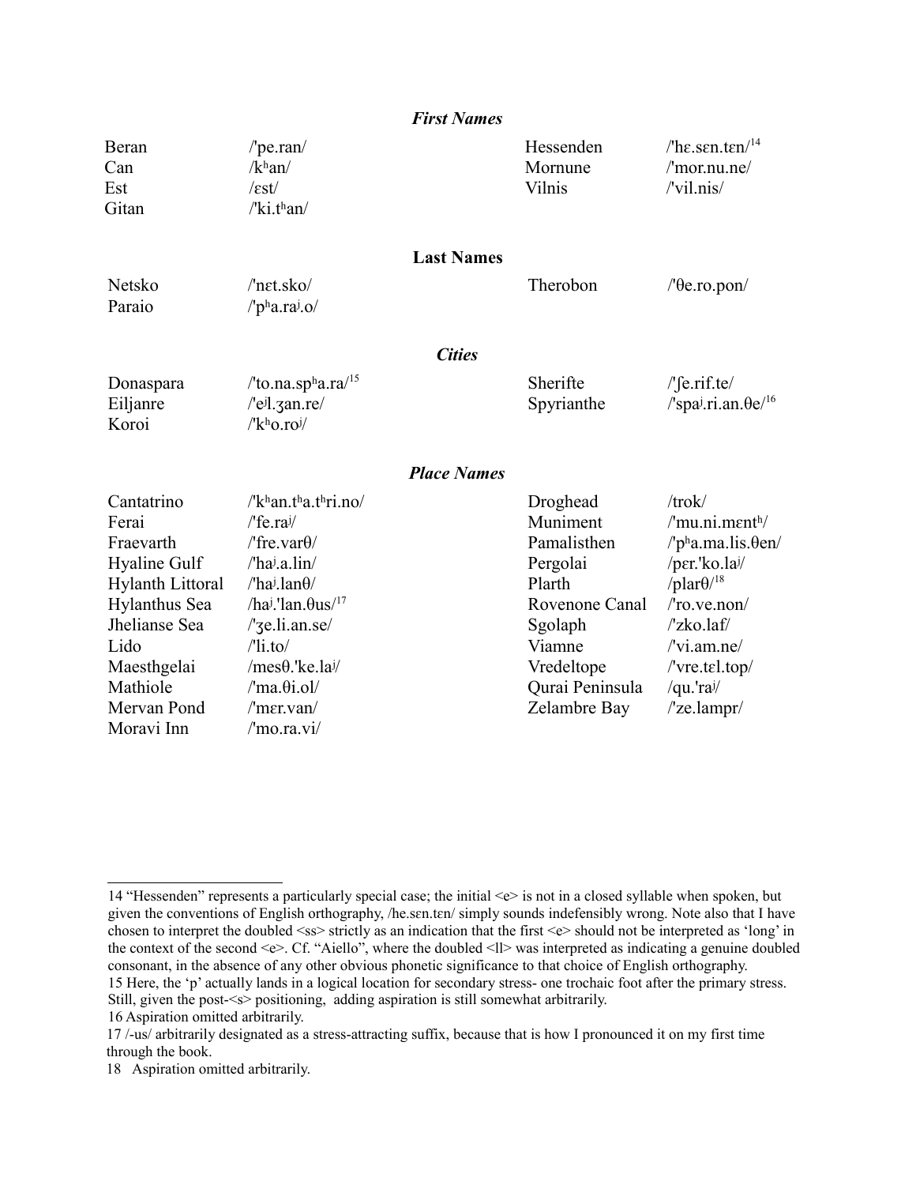### *First Names*

| Name | Pronunciation | Name | Pronunciation |
|---|---|---|---|
| Beran | /'pe.ran/ | Hessenden | /'hɛ.sɛn.tɛn/[14] |
| Can | /kʰan/ | Mornune | /'mor.nu.ne/ |
| Est | /ɛst/ | Vilnis | /'vil.nis/ |
| Gitan | /'ki.tʰan/ | | |

### Last Names

| Name | Pronunciation | Name | Pronunciation |
|---|---|---|---|
| Netsko | /'nɛt.sko/ | Therobon | /'θe.ro.pon/ |
| Paraio | /'pʰa.raʲ.o/ | | |

### *Cities*

| Name | Pronunciation | Name | Pronunciation |
|---|---|---|---|
| Donaspara | /'to.na.spʰa.ra/[15] | Sherifte | /'ʃe.rif.te/ |
| Eiljanre | /'eʲl.ʒan.re/ | Spyrianthe | /'spaʲ.ri.an.θe/[16] |
| Koroi | /'kʰo.roʲ/ | | |

### *Place Names*

| Name | Pronunciation | Name | Pronunciation |
|---|---|---|---|
| Cantatrino | /'kʰan.tʰa.tʰri.no/ | Droghead | /trok/ |
| Ferai | /'fe.raʲ/ | Muniment | /'mu.ni.mɛntʰ/ |
| Fraevarth | /'fre.varθ/ | Pamalisthen | /'pʰa.ma.lis.θen/ |
| Hyaline Gulf | /'haʲ.a.lin/ | Pergolai | /pɛr.'ko.laʲ/ |
| Hylanth Littoral | /'haʲ.lanθ/ | Plarth | /plarθ/[18] |
| Hylanthus Sea | /haʲ.'lan.θus/[17] | Rovenone Canal | /'ro.ve.non/ |
| Jhelianse Sea | /'ʒe.li.an.se/ | Sgolaph | /'zko.laf/ |
| Lido | /'li.to/ | Viamne | /'vi.am.ne/ |
| Maesthgelai | /mesθ.'ke.laʲ/ | Vredeltope | /'vre.tɛl.top/ |
| Mathiole | /'ma.θi.ol/ | Qurai Peninsula | /qu.'raʲ/ |
| Mervan Pond | /'mɛr.van/ | Zelambre Bay | /'ze.lampr/ |
| Moravi Inn | /'mo.ra.vi/ | | |

---

14 "Hessenden" represents a particularly special case; the initial <e> is not in a closed syllable when spoken, but given the conventions of English orthography, /he.sɛn.tɛn/ simply sounds indefensibly wrong. Note also that I have chosen to interpret the doubled <ss> strictly as an indication that the first <e> should not be interpreted as 'long' in the context of the second <e>. Cf. "Aiello", where the doubled <ll> was interpreted as indicating a genuine doubled consonant, in the absence of any other obvious phonetic significance to that choice of English orthography.

15 Here, the 'p' actually lands in a logical location for secondary stress- one trochaic foot after the primary stress. Still, given the post-<s> positioning, adding aspiration is still somewhat arbitrarily.

16 Aspiration omitted arbitrarily.

17 /-us/ arbitrarily designated as a stress-attracting suffix, because that is how I pronounced it on my first time through the book.

18 Aspiration omitted arbitrarily.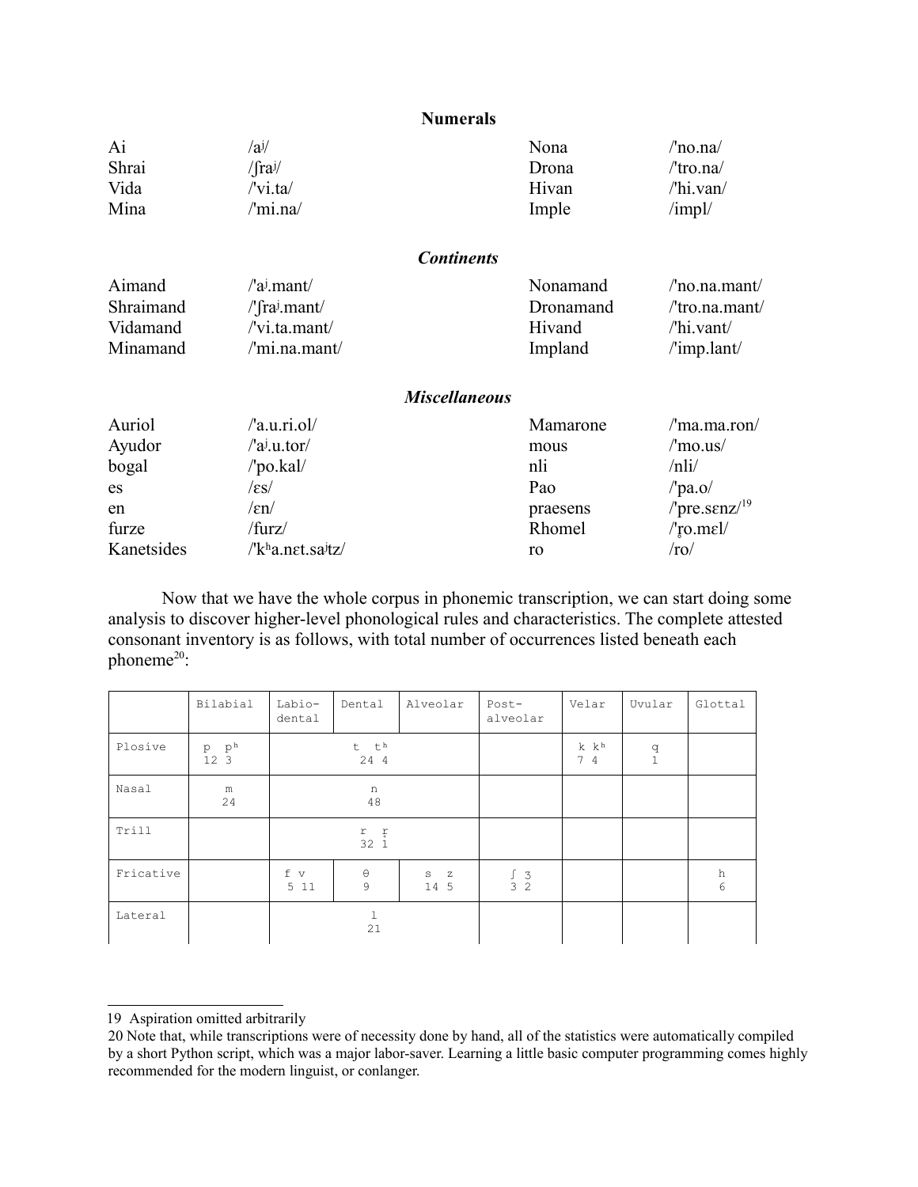**Numerals**

| | | | |
|---|---|---|---|
| Ai | /aʲ/ | Nona | /'no.na/ |
| Shrai | /ʃraʲ/ | Drona | /'tro.na/ |
| Vida | /'vi.ta/ | Hivan | /'hi.van/ |
| Mina | /'mi.na/ | Imple | /impl/ |

***Continents***

| | | | |
|---|---|---|---|
| Aimand | /'aʲ.mant/ | Nonamand | /'no.na.mant/ |
| Shraimand | /'ʃraʲ.mant/ | Dronamand | /'tro.na.mant/ |
| Vidamand | /'vi.ta.mant/ | Hivand | /'hi.vant/ |
| Minamand | /'mi.na.mant/ | Impland | /'imp.lant/ |

***Miscellaneous***

| | | | |
|---|---|---|---|
| Auriol | /'a.u.ri.ol/ | Mamarone | /'ma.ma.ron/ |
| Ayudor | /'aʲ.u.tor/ | mous | /'mo.us/ |
| bogal | /'po.kal/ | nli | /nli/ |
| es | /ɛs/ | Pao | /'pa.o/ |
| en | /ɛn/ | praesens | /'pre.sɛnz/[19] |
| furze | /furz/ | Rhomel | /'r̥o.mɛl/ |
| Kanetsides | /'kʰa.nɛt.saʲtz/ | ro | /ro/ |

Now that we have the whole corpus in phonemic transcription, we can start doing some analysis to discover higher-level phonological rules and characteristics. The complete attested consonant inventory is as follows, with total number of occurrences listed beneath each phoneme[20]:

| | Bilabial | Labio-dental | Dental | Alveolar | Post-alveolar | Velar | Uvular | Glottal |
|---|---|---|---|---|---|---|---|---|
| Plosive | p pʰ<br>12 3 | | t tʰ<br>24 4 | | | k kʰ<br>7 4 | q<br>1 | |
| Nasal | m<br>24 | | n<br>48 | | | | | |
| Trill | | | r r̥<br>32 1 | | | | | |
| Fricative | | f v<br>5 11 | θ<br>9 | s z<br>14 5 | ʃ ʒ<br>3 2 | | | h<br>6 |
| Lateral | | | l<br>21 | | | | | |

---

19 Aspiration omitted arbitrarily

20 Note that, while transcriptions were of necessity done by hand, all of the statistics were automatically compiled by a short Python script, which was a major labor-saver. Learning a little basic computer programming comes highly recommended for the modern linguist, or conlanger.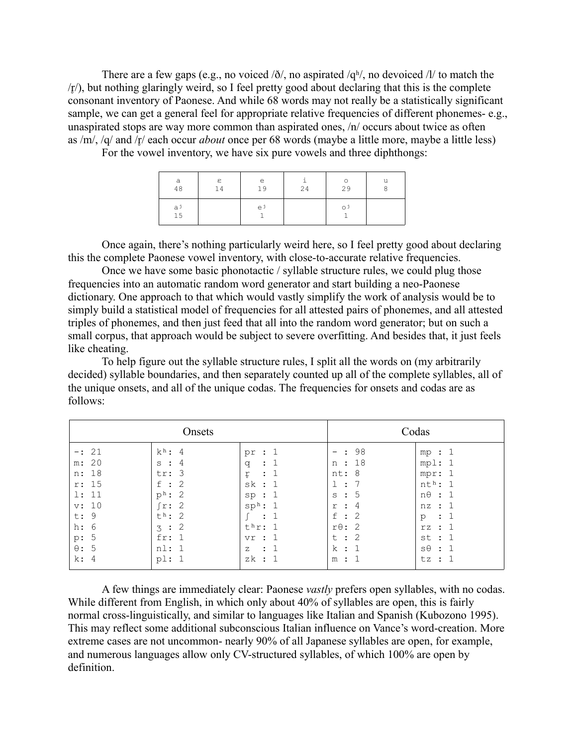There are a few gaps (e.g., no voiced /ð/, no aspirated /qʰ/, no devoiced /l/ to match the /ɾ̥/), but nothing glaringly weird, so I feel pretty good about declaring that this is the complete consonant inventory of Paonese. And while 68 words may not really be a statistically significant sample, we can get a general feel for appropriate relative frequencies of different phonemes- e.g., unaspirated stops are way more common than aspirated ones, /n/ occurs about twice as often as /m/, /q/ and /ɾ̥/ each occur *about* once per 68 words (maybe a little more, maybe a little less)

For the vowel inventory, we have six pure vowels and three diphthongs:

| a<br>48 | ɛ<br>14 | e<br>19 | i<br>24 | o<br>29 | u<br>8 |
|---|---|---|---|---|---|
| aʲ<br>15 | | eʲ<br>1 | | oʲ<br>1 | |

Once again, there's nothing particularly weird here, so I feel pretty good about declaring this the complete Paonese vowel inventory, with close-to-accurate relative frequencies.

Once we have some basic phonotactic / syllable structure rules, we could plug those frequencies into an automatic random word generator and start building a neo-Paonese dictionary. One approach to that which would vastly simplify the work of analysis would be to simply build a statistical model of frequencies for all attested pairs of phonemes, and all attested triples of phonemes, and then just feed that all into the random word generator; but on such a small corpus, that approach would be subject to severe overfitting. And besides that, it just feels like cheating.

To help figure out the syllable structure rules, I split all the words on (my arbitrarily decided) syllable boundaries, and then separately counted up all of the complete syllables, all of the unique onsets, and all of the unique codas. The frequencies for onsets and codas are as follows:

| Onsets | | | Codas | |
|---|---|---|---|---|
| -: 21 | kʰ: 4 | pr : 1 | - : 98 | mp : 1 |
| m: 20 | s : 4 | q : 1 | n : 18 | mpl: 1 |
| n: 18 | tr: 3 | ɾ̥ : 1 | nt: 8 | mpr: 1 |
| r: 15 | f : 2 | sk : 1 | l : 7 | ntʰ: 1 |
| l: 11 | pʰ: 2 | sp : 1 | s : 5 | nθ : 1 |
| v: 10 | ʃr: 2 | spʰ: 1 | r : 4 | nz : 1 |
| t: 9 | tʰ: 2 | ʃ : 1 | f : 2 | p : 1 |
| h: 6 | ʒ : 2 | tʰr: 1 | rθ: 2 | rz : 1 |
| p: 5 | fr: 1 | vr : 1 | t : 2 | st : 1 |
| θ: 5 | nl: 1 | z : 1 | k : 1 | sθ : 1 |
| k: 4 | pl: 1 | zk : 1 | m : 1 | tz : 1 |

A few things are immediately clear: Paonese *vastly* prefers open syllables, with no codas. While different from English, in which only about 40% of syllables are open, this is fairly normal cross-linguistically, and similar to languages like Italian and Spanish (Kubozono 1995). This may reflect some additional subconscious Italian influence on Vance's word-creation. More extreme cases are not uncommon- nearly 90% of all Japanese syllables are open, for example, and numerous languages allow only CV-structured syllables, of which 100% are open by definition.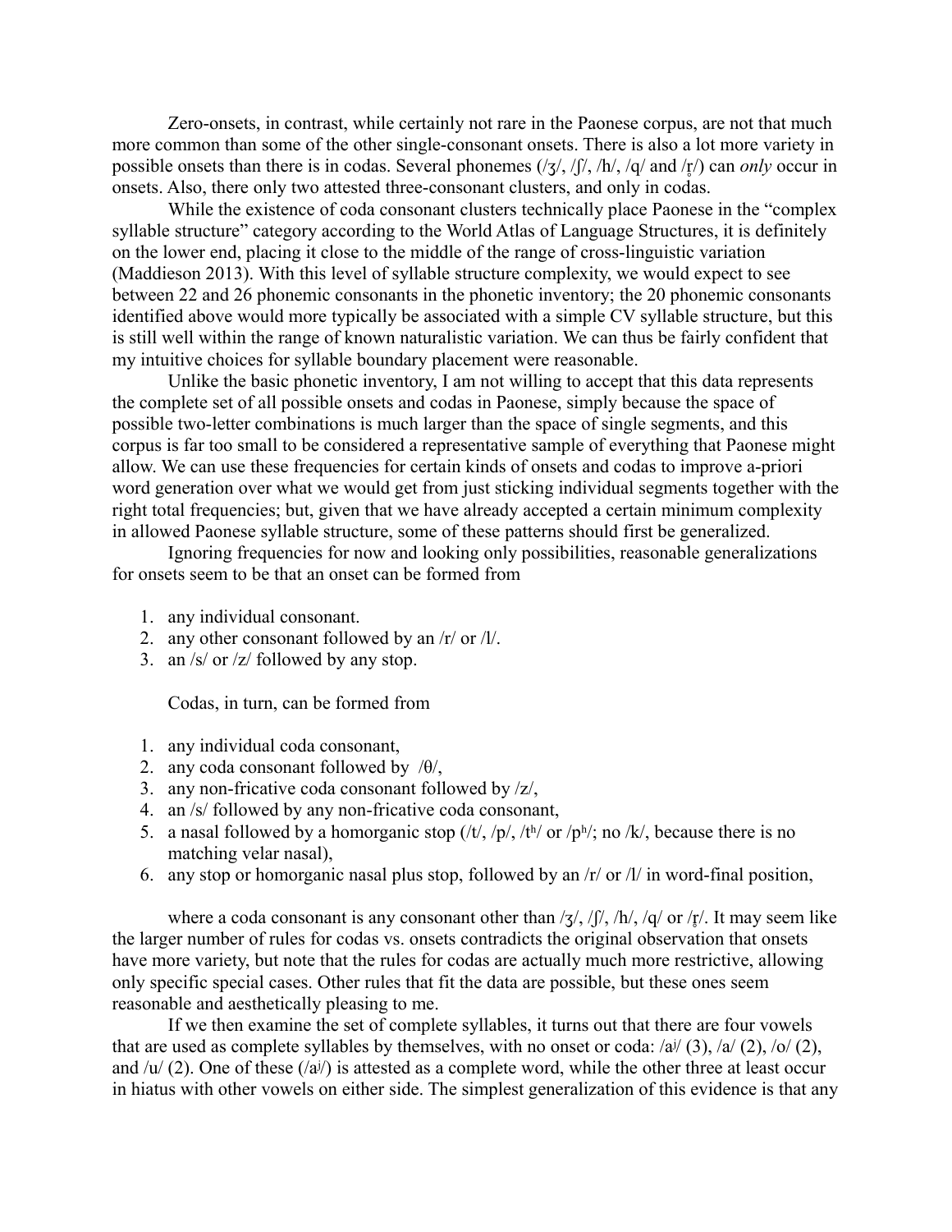Zero-onsets, in contrast, while certainly not rare in the Paonese corpus, are not that much more common than some of the other single-consonant onsets. There is also a lot more variety in possible onsets than there is in codas. Several phonemes (/ʒ/, /ʃ/, /h/, /q/ and /r̥/) can *only* occur in onsets. Also, there only two attested three-consonant clusters, and only in codas.

While the existence of coda consonant clusters technically place Paonese in the "complex syllable structure" category according to the World Atlas of Language Structures, it is definitely on the lower end, placing it close to the middle of the range of cross-linguistic variation (Maddieson 2013). With this level of syllable structure complexity, we would expect to see between 22 and 26 phonemic consonants in the phonetic inventory; the 20 phonemic consonants identified above would more typically be associated with a simple CV syllable structure, but this is still well within the range of known naturalistic variation. We can thus be fairly confident that my intuitive choices for syllable boundary placement were reasonable.

Unlike the basic phonetic inventory, I am not willing to accept that this data represents the complete set of all possible onsets and codas in Paonese, simply because the space of possible two-letter combinations is much larger than the space of single segments, and this corpus is far too small to be considered a representative sample of everything that Paonese might allow. We can use these frequencies for certain kinds of onsets and codas to improve a-priori word generation over what we would get from just sticking individual segments together with the right total frequencies; but, given that we have already accepted a certain minimum complexity in allowed Paonese syllable structure, some of these patterns should first be generalized.

Ignoring frequencies for now and looking only possibilities, reasonable generalizations for onsets seem to be that an onset can be formed from

1. any individual consonant.
2. any other consonant followed by an /r/ or /l/.
3. an /s/ or /z/ followed by any stop.

Codas, in turn, can be formed from

1. any individual coda consonant,
2. any coda consonant followed by /θ/,
3. any non-fricative coda consonant followed by /z/,
4. an /s/ followed by any non-fricative coda consonant,
5. a nasal followed by a homorganic stop (/t/, /p/, /tʰ/ or /pʰ/; no /k/, because there is no matching velar nasal),
6. any stop or homorganic nasal plus stop, followed by an /r/ or /l/ in word-final position,

where a coda consonant is any consonant other than /ʒ/, /ʃ/, /h/, /q/ or /r̥/. It may seem like the larger number of rules for codas vs. onsets contradicts the original observation that onsets have more variety, but note that the rules for codas are actually much more restrictive, allowing only specific special cases. Other rules that fit the data are possible, but these ones seem reasonable and aesthetically pleasing to me.

If we then examine the set of complete syllables, it turns out that there are four vowels that are used as complete syllables by themselves, with no onset or coda: /aʲ/ (3), /a/ (2), /o/ (2), and /u/ (2). One of these (/aʲ/) is attested as a complete word, while the other three at least occur in hiatus with other vowels on either side. The simplest generalization of this evidence is that any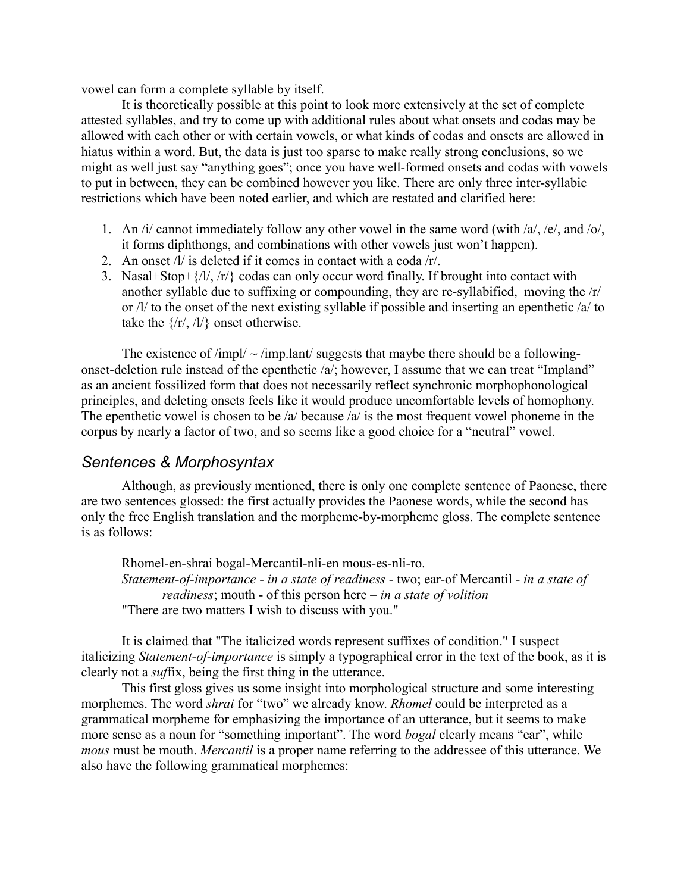vowel can form a complete syllable by itself.

It is theoretically possible at this point to look more extensively at the set of complete attested syllables, and try to come up with additional rules about what onsets and codas may be allowed with each other or with certain vowels, or what kinds of codas and onsets are allowed in hiatus within a word. But, the data is just too sparse to make really strong conclusions, so we might as well just say "anything goes"; once you have well-formed onsets and codas with vowels to put in between, they can be combined however you like. There are only three inter-syllabic restrictions which have been noted earlier, and which are restated and clarified here:

1. An /i/ cannot immediately follow any other vowel in the same word (with /a/, /e/, and /o/, it forms diphthongs, and combinations with other vowels just won't happen).
2. An onset /l/ is deleted if it comes in contact with a coda /r/.
3. Nasal+Stop+{/l/, /r/} codas can only occur word finally. If brought into contact with another syllable due to suffixing or compounding, they are re-syllabified, moving the /r/ or /l/ to the onset of the next existing syllable if possible and inserting an epenthetic /a/ to take the {/r/, /l/} onset otherwise.

The existence of /impl/ ~ /imp.lant/ suggests that maybe there should be a following-onset-deletion rule instead of the epenthetic /a/; however, I assume that we can treat "Impland" as an ancient fossilized form that does not necessarily reflect synchronic morphophonological principles, and deleting onsets feels like it would produce uncomfortable levels of homophony. The epenthetic vowel is chosen to be /a/ because /a/ is the most frequent vowel phoneme in the corpus by nearly a factor of two, and so seems like a good choice for a "neutral" vowel.

## *Sentences & Morphosyntax*

Although, as previously mentioned, there is only one complete sentence of Paonese, there are two sentences glossed: the first actually provides the Paonese words, while the second has only the free English translation and the morpheme-by-morpheme gloss. The complete sentence is as follows:

> Rhomel-en-shrai bogal-Mercantil-nli-en mous-es-nli-ro.
> *Statement-of-importance* - *in a state of readiness* - two; ear-of Mercantil - *in a state of readiness*; mouth - of this person here – *in a state of volition*
> "There are two matters I wish to discuss with you."

It is claimed that "The italicized words represent suffixes of condition." I suspect italicizing *Statement-of-importance* is simply a typographical error in the text of the book, as it is clearly not a *suf*fix, being the first thing in the utterance.

This first gloss gives us some insight into morphological structure and some interesting morphemes. The word *shrai* for "two" we already know. *Rhomel* could be interpreted as a grammatical morpheme for emphasizing the importance of an utterance, but it seems to make more sense as a noun for "something important". The word *bogal* clearly means "ear", while *mous* must be mouth. *Mercantil* is a proper name referring to the addressee of this utterance. We also have the following grammatical morphemes: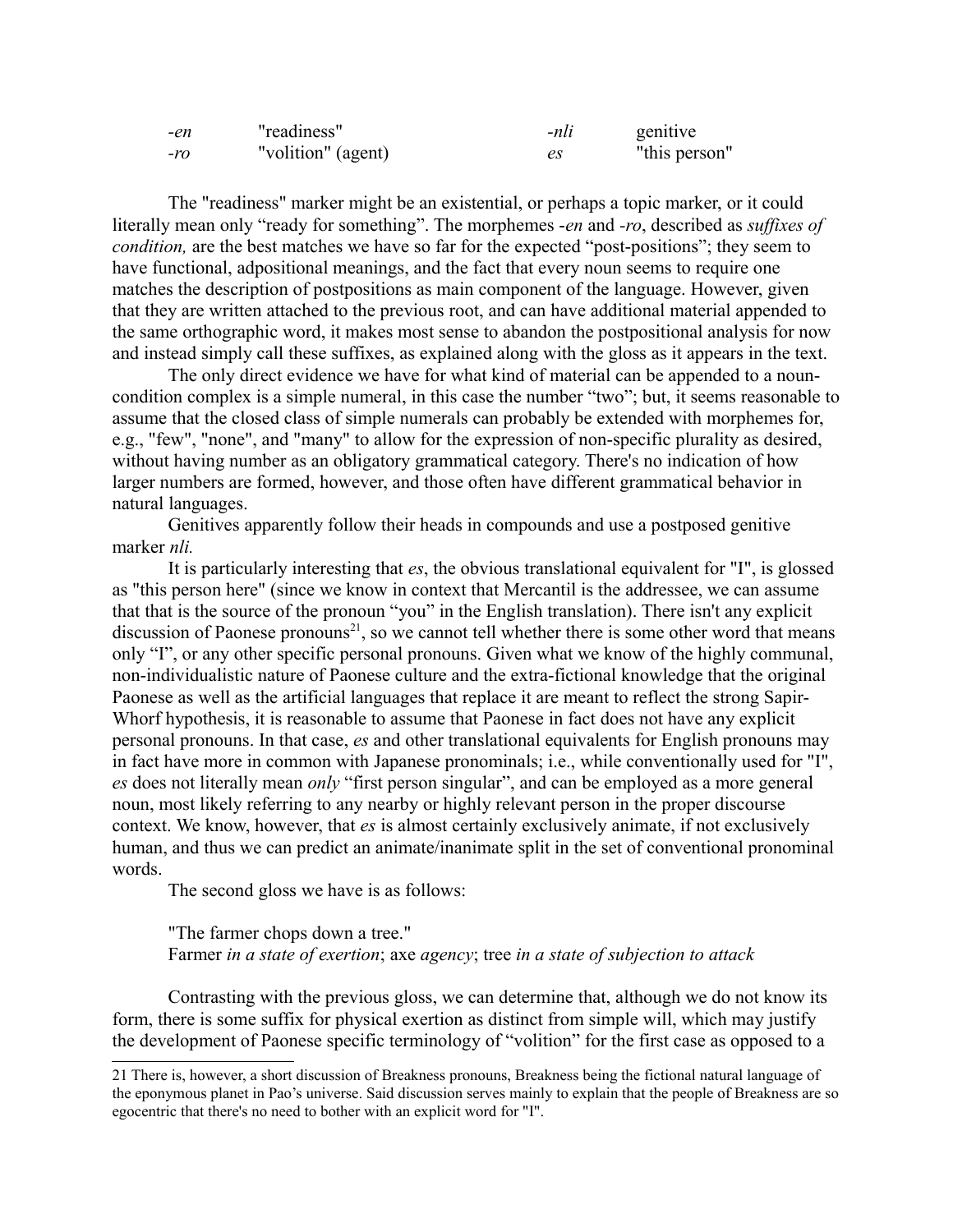| | | | |
|---|---|---|---|
| *-en* | "readiness" | *-nli* | genitive |
| *-ro* | "volition" (agent) | *es* | "this person" |

The "readiness" marker might be an existential, or perhaps a topic marker, or it could literally mean only "ready for something". The morphemes -*en* and *-ro*, described as *suffixes of condition,* are the best matches we have so far for the expected "post-positions"; they seem to have functional, adpositional meanings, and the fact that every noun seems to require one matches the description of postpositions as main component of the language. However, given that they are written attached to the previous root, and can have additional material appended to the same orthographic word, it makes most sense to abandon the postpositional analysis for now and instead simply call these suffixes, as explained along with the gloss as it appears in the text.

The only direct evidence we have for what kind of material can be appended to a noun-condition complex is a simple numeral, in this case the number "two"; but, it seems reasonable to assume that the closed class of simple numerals can probably be extended with morphemes for, e.g., "few", "none", and "many" to allow for the expression of non-specific plurality as desired, without having number as an obligatory grammatical category. There's no indication of how larger numbers are formed, however, and those often have different grammatical behavior in natural languages.

Genitives apparently follow their heads in compounds and use a postposed genitive marker *nli.*

It is particularly interesting that *es*, the obvious translational equivalent for "I", is glossed as "this person here" (since we know in context that Mercantil is the addressee, we can assume that that is the source of the pronoun "you" in the English translation). There isn't any explicit discussion of Paonese pronouns[21], so we cannot tell whether there is some other word that means only "I", or any other specific personal pronouns. Given what we know of the highly communal, non-individualistic nature of Paonese culture and the extra-fictional knowledge that the original Paonese as well as the artificial languages that replace it are meant to reflect the strong Sapir-Whorf hypothesis, it is reasonable to assume that Paonese in fact does not have any explicit personal pronouns. In that case, *es* and other translational equivalents for English pronouns may in fact have more in common with Japanese pronominals; i.e., while conventionally used for "I", *es* does not literally mean *only* "first person singular", and can be employed as a more general noun, most likely referring to any nearby or highly relevant person in the proper discourse context. We know, however, that *es* is almost certainly exclusively animate, if not exclusively human, and thus we can predict an animate/inanimate split in the set of conventional pronominal words.

The second gloss we have is as follows:

> "The farmer chops down a tree."
> Farmer *in a state of exertion*; axe *agency*; tree *in a state of subjection to attack*

Contrasting with the previous gloss, we can determine that, although we do not know its form, there is some suffix for physical exertion as distinct from simple will, which may justify the development of Paonese specific terminology of "volition" for the first case as opposed to a

21 There is, however, a short discussion of Breakness pronouns, Breakness being the fictional natural language of the eponymous planet in Pao's universe. Said discussion serves mainly to explain that the people of Breakness are so egocentric that there's no need to bother with an explicit word for "I".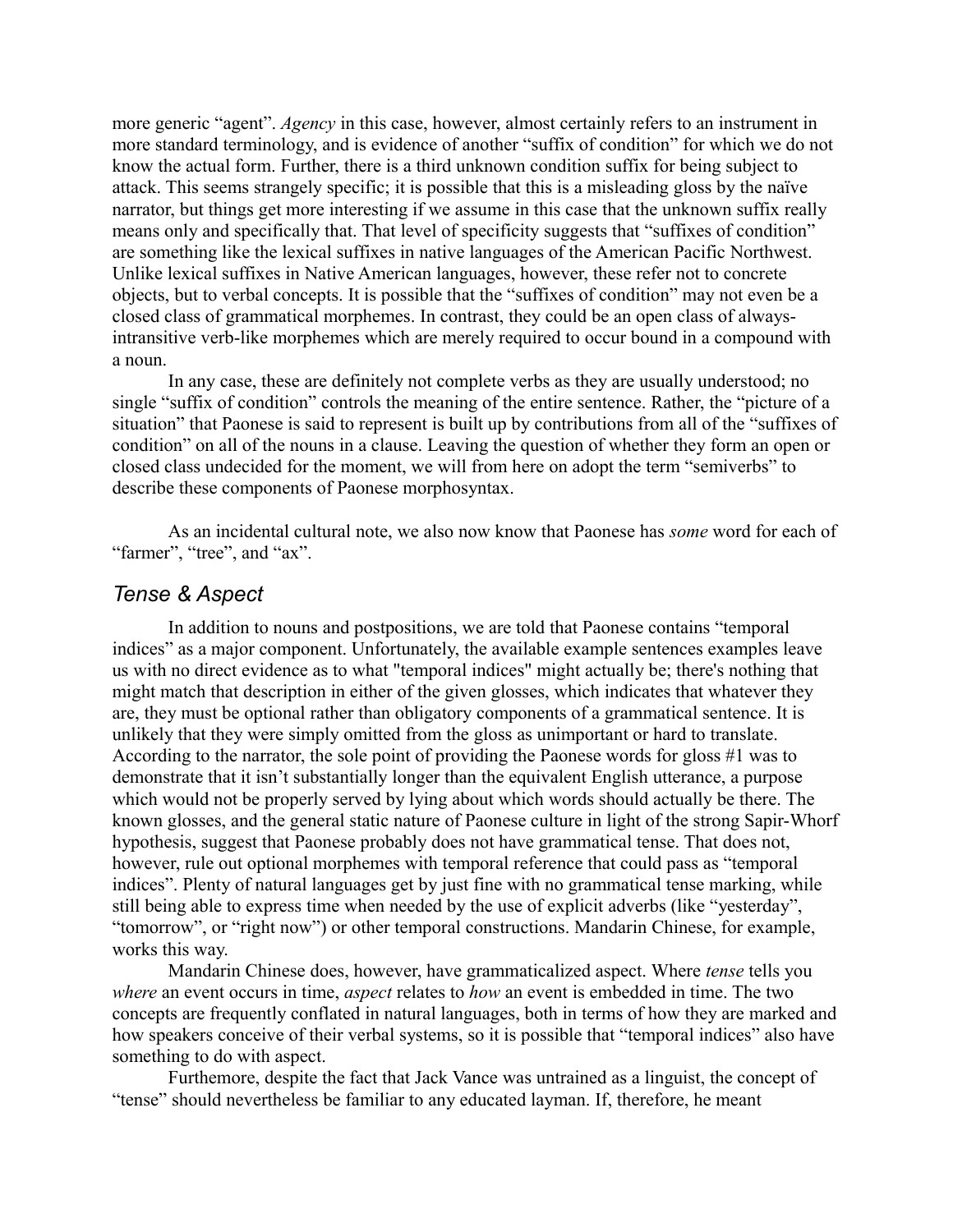more generic "agent". *Agency* in this case, however, almost certainly refers to an instrument in more standard terminology, and is evidence of another "suffix of condition" for which we do not know the actual form. Further, there is a third unknown condition suffix for being subject to attack. This seems strangely specific; it is possible that this is a misleading gloss by the naïve narrator, but things get more interesting if we assume in this case that the unknown suffix really means only and specifically that. That level of specificity suggests that "suffixes of condition" are something like the lexical suffixes in native languages of the American Pacific Northwest. Unlike lexical suffixes in Native American languages, however, these refer not to concrete objects, but to verbal concepts. It is possible that the "suffixes of condition" may not even be a closed class of grammatical morphemes. In contrast, they could be an open class of always-intransitive verb-like morphemes which are merely required to occur bound in a compound with a noun.

In any case, these are definitely not complete verbs as they are usually understood; no single "suffix of condition" controls the meaning of the entire sentence. Rather, the "picture of a situation" that Paonese is said to represent is built up by contributions from all of the "suffixes of condition" on all of the nouns in a clause. Leaving the question of whether they form an open or closed class undecided for the moment, we will from here on adopt the term "semiverbs" to describe these components of Paonese morphosyntax.

As an incidental cultural note, we also now know that Paonese has *some* word for each of "farmer", "tree", and "ax".

## *Tense & Aspect*

In addition to nouns and postpositions, we are told that Paonese contains "temporal indices" as a major component. Unfortunately, the available example sentences examples leave us with no direct evidence as to what "temporal indices" might actually be; there's nothing that might match that description in either of the given glosses, which indicates that whatever they are, they must be optional rather than obligatory components of a grammatical sentence. It is unlikely that they were simply omitted from the gloss as unimportant or hard to translate. According to the narrator, the sole point of providing the Paonese words for gloss #1 was to demonstrate that it isn't substantially longer than the equivalent English utterance, a purpose which would not be properly served by lying about which words should actually be there. The known glosses, and the general static nature of Paonese culture in light of the strong Sapir-Whorf hypothesis, suggest that Paonese probably does not have grammatical tense. That does not, however, rule out optional morphemes with temporal reference that could pass as "temporal indices". Plenty of natural languages get by just fine with no grammatical tense marking, while still being able to express time when needed by the use of explicit adverbs (like "yesterday", "tomorrow", or "right now") or other temporal constructions. Mandarin Chinese, for example, works this way.

Mandarin Chinese does, however, have grammaticalized aspect. Where *tense* tells you *where* an event occurs in time, *aspect* relates to *how* an event is embedded in time. The two concepts are frequently conflated in natural languages, both in terms of how they are marked and how speakers conceive of their verbal systems, so it is possible that "temporal indices" also have something to do with aspect.

Furthemore, despite the fact that Jack Vance was untrained as a linguist, the concept of "tense" should nevertheless be familiar to any educated layman. If, therefore, he meant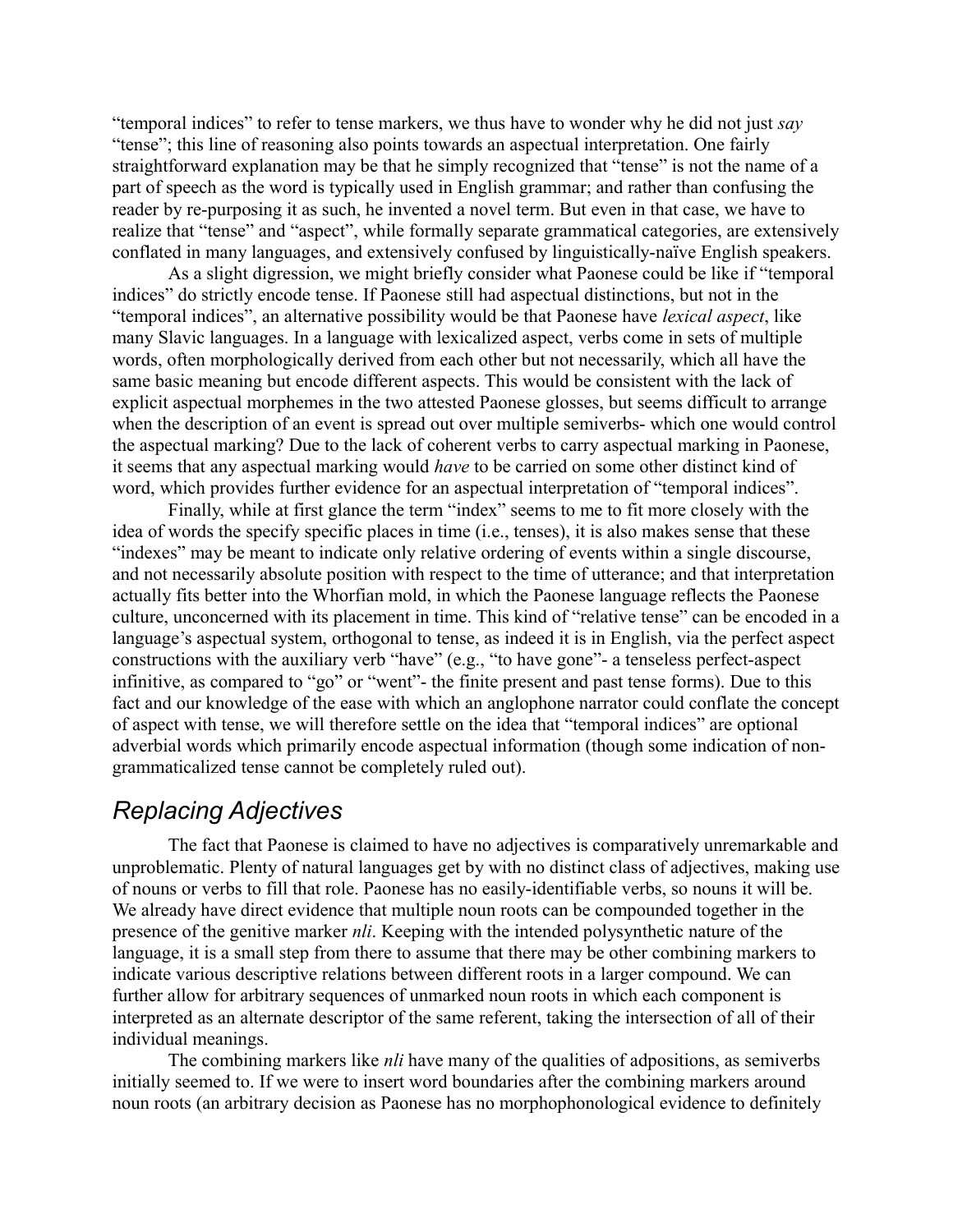"temporal indices" to refer to tense markers, we thus have to wonder why he did not just *say* "tense"; this line of reasoning also points towards an aspectual interpretation. One fairly straightforward explanation may be that he simply recognized that "tense" is not the name of a part of speech as the word is typically used in English grammar; and rather than confusing the reader by re-purposing it as such, he invented a novel term. But even in that case, we have to realize that "tense" and "aspect", while formally separate grammatical categories, are extensively conflated in many languages, and extensively confused by linguistically-naïve English speakers.

As a slight digression, we might briefly consider what Paonese could be like if "temporal indices" do strictly encode tense. If Paonese still had aspectual distinctions, but not in the "temporal indices", an alternative possibility would be that Paonese have *lexical aspect*, like many Slavic languages. In a language with lexicalized aspect, verbs come in sets of multiple words, often morphologically derived from each other but not necessarily, which all have the same basic meaning but encode different aspects. This would be consistent with the lack of explicit aspectual morphemes in the two attested Paonese glosses, but seems difficult to arrange when the description of an event is spread out over multiple semiverbs- which one would control the aspectual marking? Due to the lack of coherent verbs to carry aspectual marking in Paonese, it seems that any aspectual marking would *have* to be carried on some other distinct kind of word, which provides further evidence for an aspectual interpretation of "temporal indices".

Finally, while at first glance the term "index" seems to me to fit more closely with the idea of words the specify specific places in time (i.e., tenses), it is also makes sense that these "indexes" may be meant to indicate only relative ordering of events within a single discourse, and not necessarily absolute position with respect to the time of utterance; and that interpretation actually fits better into the Whorfian mold, in which the Paonese language reflects the Paonese culture, unconcerned with its placement in time. This kind of "relative tense" can be encoded in a language's aspectual system, orthogonal to tense, as indeed it is in English, via the perfect aspect constructions with the auxiliary verb "have" (e.g., "to have gone"- a tenseless perfect-aspect infinitive, as compared to "go" or "went"- the finite present and past tense forms). Due to this fact and our knowledge of the ease with which an anglophone narrator could conflate the concept of aspect with tense, we will therefore settle on the idea that "temporal indices" are optional adverbial words which primarily encode aspectual information (though some indication of non-grammaticalized tense cannot be completely ruled out).

## *Replacing Adjectives*

The fact that Paonese is claimed to have no adjectives is comparatively unremarkable and unproblematic. Plenty of natural languages get by with no distinct class of adjectives, making use of nouns or verbs to fill that role. Paonese has no easily-identifiable verbs, so nouns it will be. We already have direct evidence that multiple noun roots can be compounded together in the presence of the genitive marker *nli*. Keeping with the intended polysynthetic nature of the language, it is a small step from there to assume that there may be other combining markers to indicate various descriptive relations between different roots in a larger compound. We can further allow for arbitrary sequences of unmarked noun roots in which each component is interpreted as an alternate descriptor of the same referent, taking the intersection of all of their individual meanings.

The combining markers like *nli* have many of the qualities of adpositions, as semiverbs initially seemed to. If we were to insert word boundaries after the combining markers around noun roots (an arbitrary decision as Paonese has no morphophonological evidence to definitely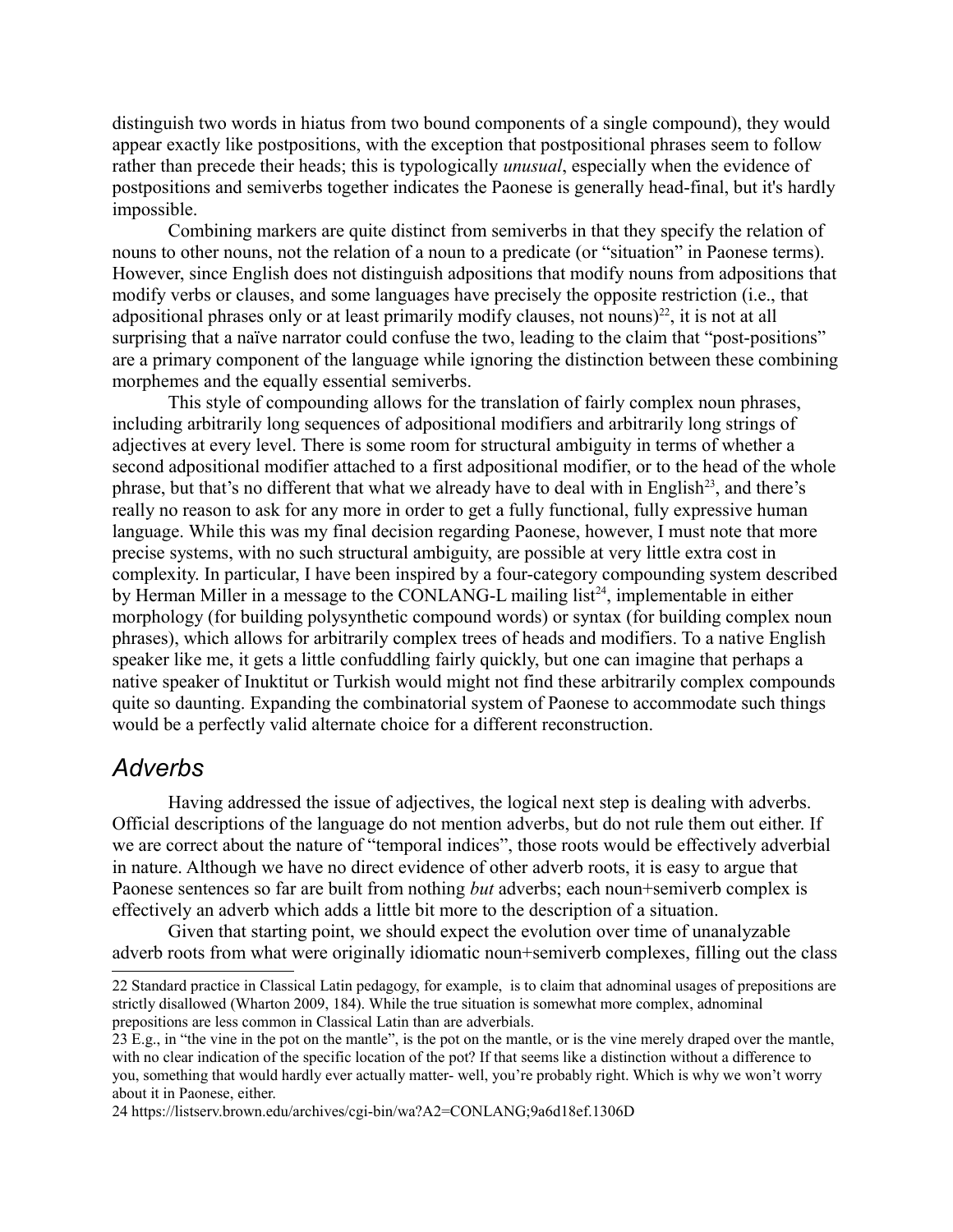distinguish two words in hiatus from two bound components of a single compound), they would appear exactly like postpositions, with the exception that postpositional phrases seem to follow rather than precede their heads; this is typologically *unusual*, especially when the evidence of postpositions and semiverbs together indicates the Paonese is generally head-final, but it's hardly impossible.

Combining markers are quite distinct from semiverbs in that they specify the relation of nouns to other nouns, not the relation of a noun to a predicate (or "situation" in Paonese terms). However, since English does not distinguish adpositions that modify nouns from adpositions that modify verbs or clauses, and some languages have precisely the opposite restriction (i.e., that adpositional phrases only or at least primarily modify clauses, not nouns)[22], it is not at all surprising that a naïve narrator could confuse the two, leading to the claim that "post-positions" are a primary component of the language while ignoring the distinction between these combining morphemes and the equally essential semiverbs.

This style of compounding allows for the translation of fairly complex noun phrases, including arbitrarily long sequences of adpositional modifiers and arbitrarily long strings of adjectives at every level. There is some room for structural ambiguity in terms of whether a second adpositional modifier attached to a first adpositional modifier, or to the head of the whole phrase, but that's no different that what we already have to deal with in English[23], and there's really no reason to ask for any more in order to get a fully functional, fully expressive human language. While this was my final decision regarding Paonese, however, I must note that more precise systems, with no such structural ambiguity, are possible at very little extra cost in complexity. In particular, I have been inspired by a four-category compounding system described by Herman Miller in a message to the CONLANG-L mailing list[24], implementable in either morphology (for building polysynthetic compound words) or syntax (for building complex noun phrases), which allows for arbitrarily complex trees of heads and modifiers. To a native English speaker like me, it gets a little confuddling fairly quickly, but one can imagine that perhaps a native speaker of Inuktitut or Turkish would might not find these arbitrarily complex compounds quite so daunting. Expanding the combinatorial system of Paonese to accommodate such things would be a perfectly valid alternate choice for a different reconstruction.

## Adverbs

Having addressed the issue of adjectives, the logical next step is dealing with adverbs. Official descriptions of the language do not mention adverbs, but do not rule them out either. If we are correct about the nature of "temporal indices", those roots would be effectively adverbial in nature. Although we have no direct evidence of other adverb roots, it is easy to argue that Paonese sentences so far are built from nothing *but* adverbs; each noun+semiverb complex is effectively an adverb which adds a little bit more to the description of a situation.

Given that starting point, we should expect the evolution over time of unanalyzable adverb roots from what were originally idiomatic noun+semiverb complexes, filling out the class

---

22 Standard practice in Classical Latin pedagogy, for example, is to claim that adnominal usages of prepositions are strictly disallowed (Wharton 2009, 184). While the true situation is somewhat more complex, adnominal prepositions are less common in Classical Latin than are adverbials.

23 E.g., in "the vine in the pot on the mantle", is the pot on the mantle, or is the vine merely draped over the mantle, with no clear indication of the specific location of the pot? If that seems like a distinction without a difference to you, something that would hardly ever actually matter- well, you're probably right. Which is why we won't worry about it in Paonese, either.

24 https://listserv.brown.edu/archives/cgi-bin/wa?A2=CONLANG;9a6d18ef.1306D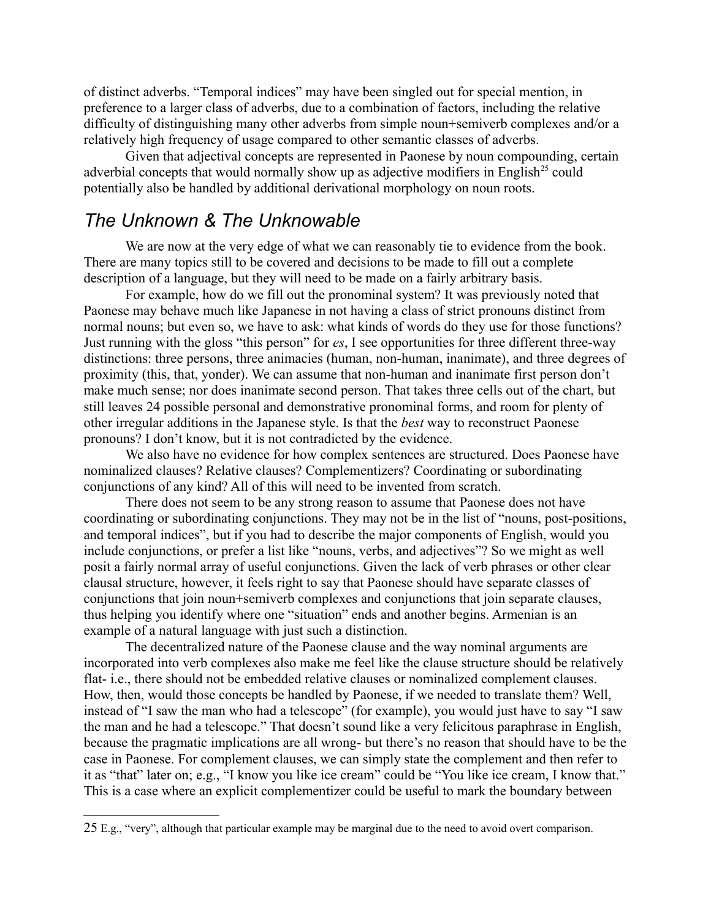of distinct adverbs. "Temporal indices" may have been singled out for special mention, in preference to a larger class of adverbs, due to a combination of factors, including the relative difficulty of distinguishing many other adverbs from simple noun+semiverb complexes and/or a relatively high frequency of usage compared to other semantic classes of adverbs.

Given that adjectival concepts are represented in Paonese by noun compounding, certain adverbial concepts that would normally show up as adjective modifiers in English[25] could potentially also be handled by additional derivational morphology on noun roots.

## *The Unknown & The Unknowable*

We are now at the very edge of what we can reasonably tie to evidence from the book. There are many topics still to be covered and decisions to be made to fill out a complete description of a language, but they will need to be made on a fairly arbitrary basis.

For example, how do we fill out the pronominal system? It was previously noted that Paonese may behave much like Japanese in not having a class of strict pronouns distinct from normal nouns; but even so, we have to ask: what kinds of words do they use for those functions? Just running with the gloss "this person" for *es*, I see opportunities for three different three-way distinctions: three persons, three animacies (human, non-human, inanimate), and three degrees of proximity (this, that, yonder). We can assume that non-human and inanimate first person don't make much sense; nor does inanimate second person. That takes three cells out of the chart, but still leaves 24 possible personal and demonstrative pronominal forms, and room for plenty of other irregular additions in the Japanese style. Is that the *best* way to reconstruct Paonese pronouns? I don't know, but it is not contradicted by the evidence.

We also have no evidence for how complex sentences are structured. Does Paonese have nominalized clauses? Relative clauses? Complementizers? Coordinating or subordinating conjunctions of any kind? All of this will need to be invented from scratch.

There does not seem to be any strong reason to assume that Paonese does not have coordinating or subordinating conjunctions. They may not be in the list of "nouns, post-positions, and temporal indices", but if you had to describe the major components of English, would you include conjunctions, or prefer a list like "nouns, verbs, and adjectives"? So we might as well posit a fairly normal array of useful conjunctions. Given the lack of verb phrases or other clear clausal structure, however, it feels right to say that Paonese should have separate classes of conjunctions that join noun+semiverb complexes and conjunctions that join separate clauses, thus helping you identify where one "situation" ends and another begins. Armenian is an example of a natural language with just such a distinction.

The decentralized nature of the Paonese clause and the way nominal arguments are incorporated into verb complexes also make me feel like the clause structure should be relatively flat- i.e., there should not be embedded relative clauses or nominalized complement clauses. How, then, would those concepts be handled by Paonese, if we needed to translate them? Well, instead of "I saw the man who had a telescope" (for example), you would just have to say "I saw the man and he had a telescope." That doesn't sound like a very felicitous paraphrase in English, because the pragmatic implications are all wrong- but there's no reason that should have to be the case in Paonese. For complement clauses, we can simply state the complement and then refer to it as "that" later on; e.g., "I know you like ice cream" could be "You like ice cream, I know that." This is a case where an explicit complementizer could be useful to mark the boundary between

---

25 E.g., "very", although that particular example may be marginal due to the need to avoid overt comparison.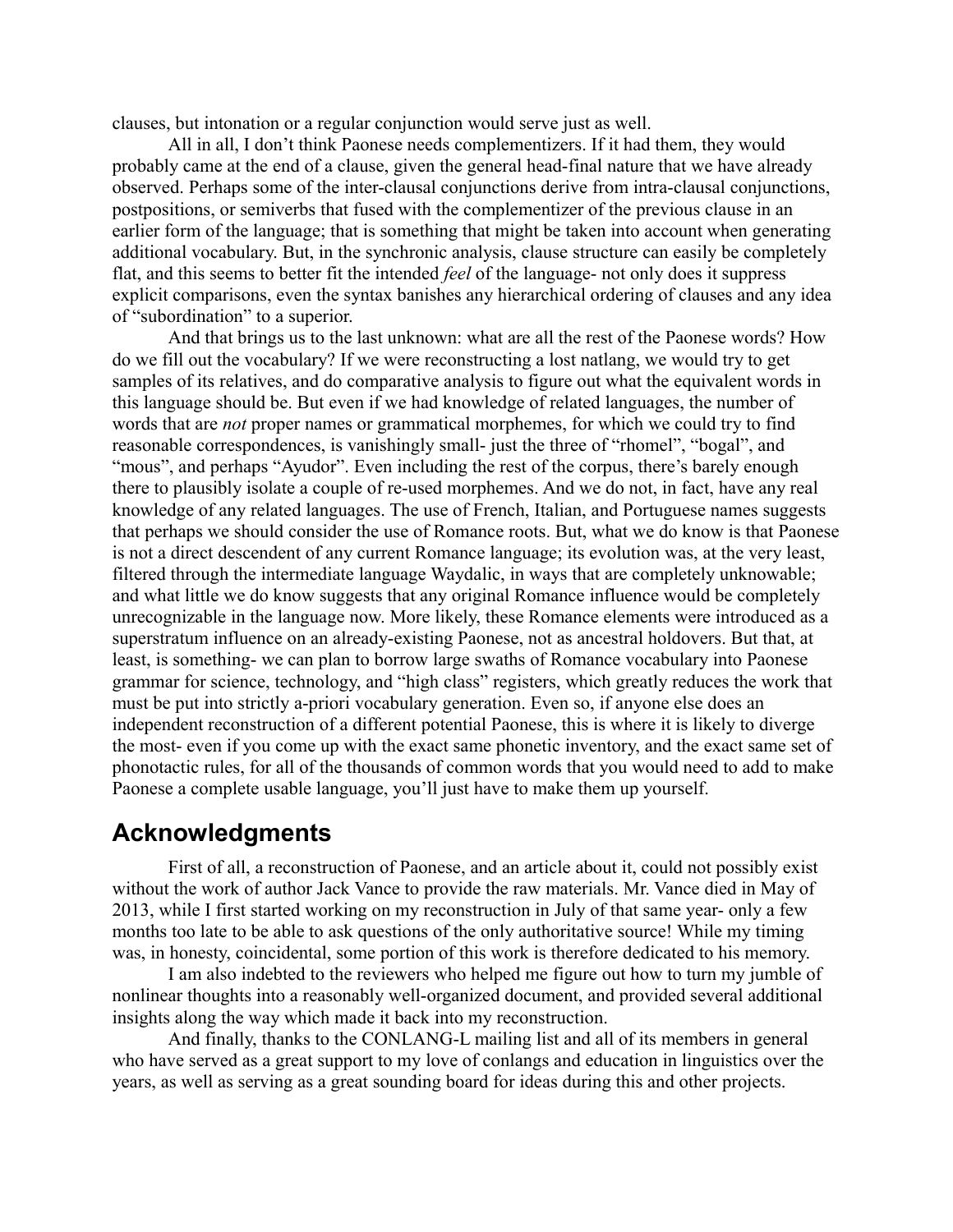clauses, but intonation or a regular conjunction would serve just as well.

All in all, I don't think Paonese needs complementizers. If it had them, they would probably came at the end of a clause, given the general head-final nature that we have already observed. Perhaps some of the inter-clausal conjunctions derive from intra-clausal conjunctions, postpositions, or semiverbs that fused with the complementizer of the previous clause in an earlier form of the language; that is something that might be taken into account when generating additional vocabulary. But, in the synchronic analysis, clause structure can easily be completely flat, and this seems to better fit the intended *feel* of the language- not only does it suppress explicit comparisons, even the syntax banishes any hierarchical ordering of clauses and any idea of "subordination" to a superior.

And that brings us to the last unknown: what are all the rest of the Paonese words? How do we fill out the vocabulary? If we were reconstructing a lost natlang, we would try to get samples of its relatives, and do comparative analysis to figure out what the equivalent words in this language should be. But even if we had knowledge of related languages, the number of words that are *not* proper names or grammatical morphemes, for which we could try to find reasonable correspondences, is vanishingly small- just the three of "rhomel", "bogal", and "mous", and perhaps "Ayudor". Even including the rest of the corpus, there's barely enough there to plausibly isolate a couple of re-used morphemes. And we do not, in fact, have any real knowledge of any related languages. The use of French, Italian, and Portuguese names suggests that perhaps we should consider the use of Romance roots. But, what we do know is that Paonese is not a direct descendent of any current Romance language; its evolution was, at the very least, filtered through the intermediate language Waydalic, in ways that are completely unknowable; and what little we do know suggests that any original Romance influence would be completely unrecognizable in the language now. More likely, these Romance elements were introduced as a superstratum influence on an already-existing Paonese, not as ancestral holdovers. But that, at least, is something- we can plan to borrow large swaths of Romance vocabulary into Paonese grammar for science, technology, and "high class" registers, which greatly reduces the work that must be put into strictly a-priori vocabulary generation. Even so, if anyone else does an independent reconstruction of a different potential Paonese, this is where it is likely to diverge the most- even if you come up with the exact same phonetic inventory, and the exact same set of phonotactic rules, for all of the thousands of common words that you would need to add to make Paonese a complete usable language, you'll just have to make them up yourself.

## Acknowledgments

First of all, a reconstruction of Paonese, and an article about it, could not possibly exist without the work of author Jack Vance to provide the raw materials. Mr. Vance died in May of 2013, while I first started working on my reconstruction in July of that same year- only a few months too late to be able to ask questions of the only authoritative source! While my timing was, in honesty, coincidental, some portion of this work is therefore dedicated to his memory.

I am also indebted to the reviewers who helped me figure out how to turn my jumble of nonlinear thoughts into a reasonably well-organized document, and provided several additional insights along the way which made it back into my reconstruction.

And finally, thanks to the CONLANG-L mailing list and all of its members in general who have served as a great support to my love of conlangs and education in linguistics over the years, as well as serving as a great sounding board for ideas during this and other projects.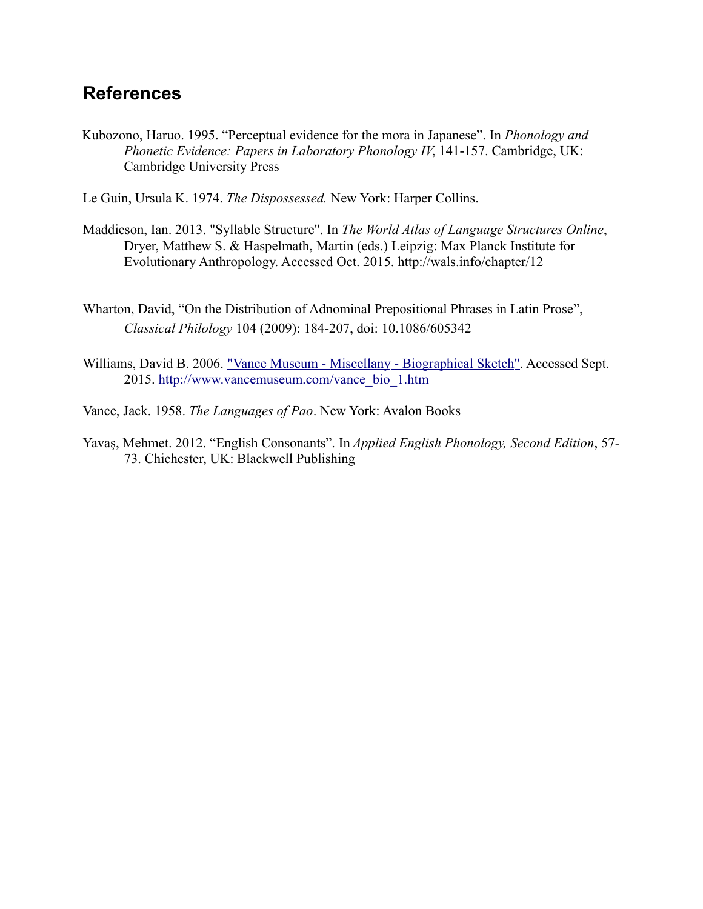## References

Kubozono, Haruo. 1995. “Perceptual evidence for the mora in Japanese”. In *Phonology and Phonetic Evidence: Papers in Laboratory Phonology IV*, 141-157. Cambridge, UK: Cambridge University Press

Le Guin, Ursula K. 1974. *The Dispossessed.* New York: Harper Collins.

Maddieson, Ian. 2013. "Syllable Structure". In *The World Atlas of Language Structures Online*, Dryer, Matthew S. & Haspelmath, Martin (eds.) Leipzig: Max Planck Institute for Evolutionary Anthropology. Accessed Oct. 2015. http://wals.info/chapter/12

Wharton, David, “On the Distribution of Adnominal Prepositional Phrases in Latin Prose”, *Classical Philology* 104 (2009): 184-207, doi: 10.1086/605342

Williams, David B. 2006. ["Vance Museum - Miscellany - Biographical Sketch"](http://www.vancemuseum.com/vance_bio_1.htm). Accessed Sept. 2015. [http://www.vancemuseum.com/vance_bio_1.htm](http://www.vancemuseum.com/vance_bio_1.htm)

Vance, Jack. 1958. *The Languages of Pao*. New York: Avalon Books

Yavaş, Mehmet. 2012. “English Consonants”. In *Applied English Phonology, Second Edition*, 57-73. Chichester, UK: Blackwell Publishing